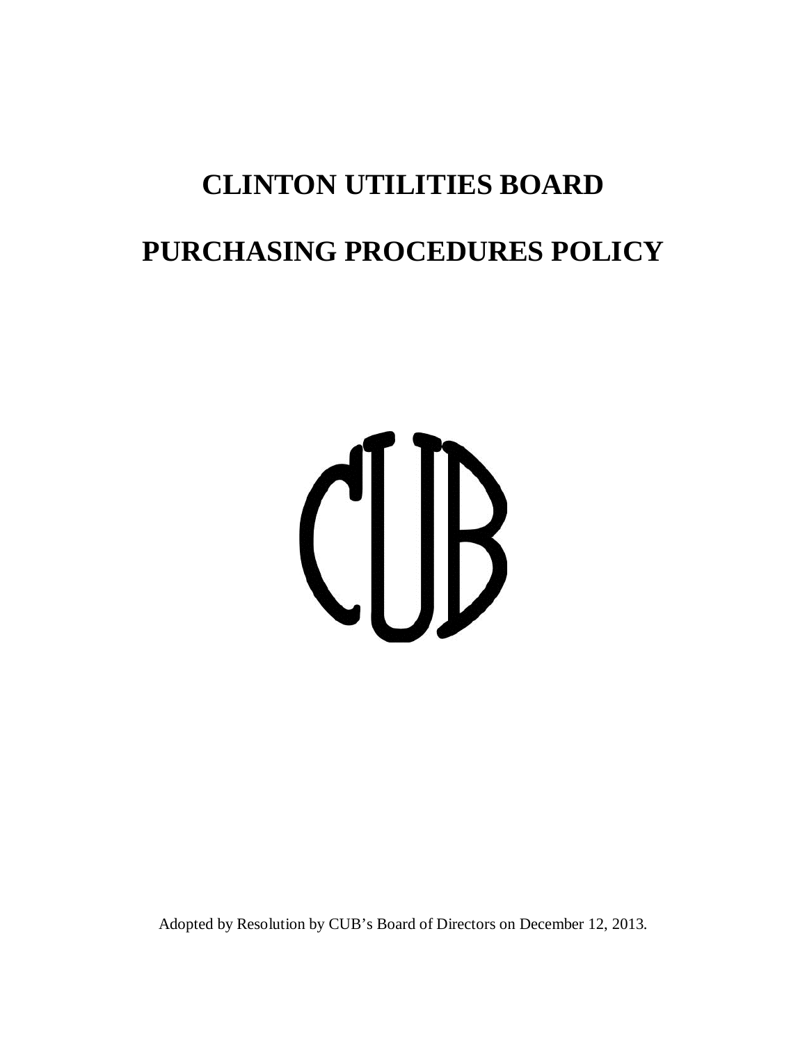# CLINTON UTILITIES BOARD

# PURCHASING PROCEDURES POLICY

Adopted by Resolution by CUB's Board of Directors on December 12, 2013.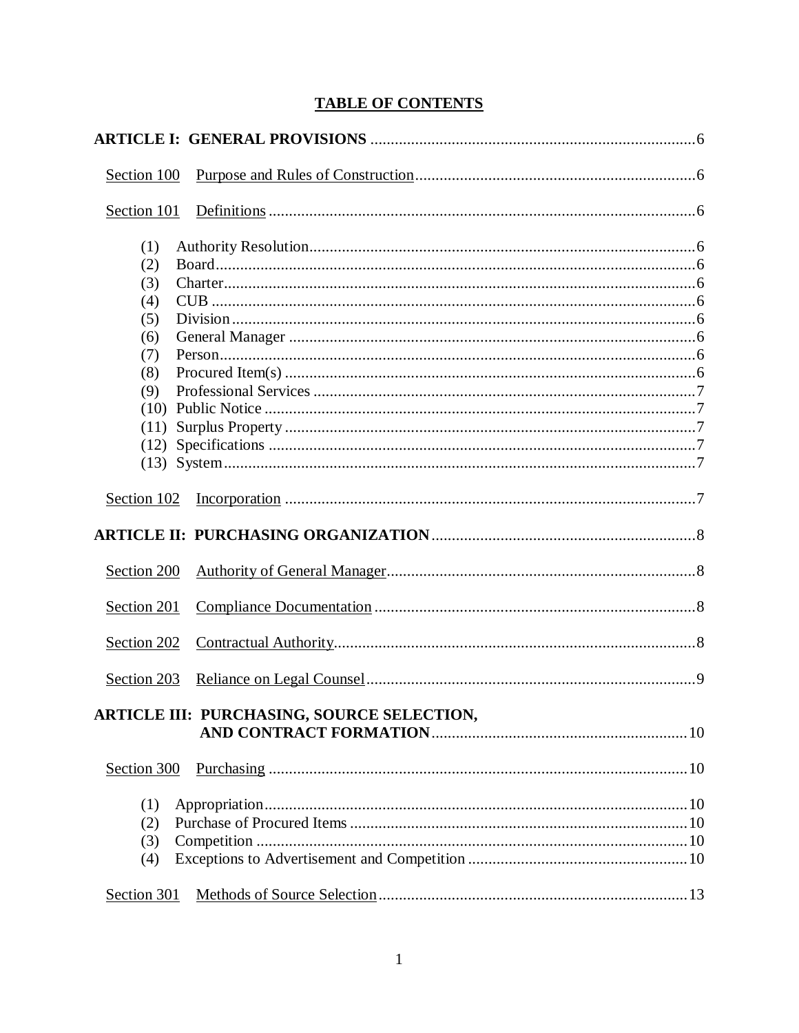# TABLE OF CONTENTS

**ARTICLE I: GENERAL PROVISIONS** ........ 6

Section 100 Purpose and Rules of Construction ........ 6

Section 101 Definitions ........ 6

- (1) Authority Resolution ........ 6
- (2) Board ........ 6
- (3) Charter ........ 6
- (4) CUB ........ 6
- (5) Division ........ 6
- (6) General Manager ........ 6
- (7) Person ........ 6
- (8) Procured Item(s) ........ 6
- (9) Professional Services ........ 7
- (10) Public Notice ........ 7
- (11) Surplus Property ........ 7
- (12) Specifications ........ 7
- (13) System ........ 7

Section 102 Incorporation ........ 7

**ARTICLE II: PURCHASING ORGANIZATION** ........ 8

Section 200 Authority of General Manager ........ 8

Section 201 Compliance Documentation ........ 8

Section 202 Contractual Authority ........ 8

Section 203 Reliance on Legal Counsel ........ 9

**ARTICLE III: PURCHASING, SOURCE SELECTION, AND CONTRACT FORMATION** ........ 10

Section 300 Purchasing ........ 10

- (1) Appropriation ........ 10
- (2) Purchase of Procured Items ........ 10
- (3) Competition ........ 10
- (4) Exceptions to Advertisement and Competition ........ 10

Section 301 Methods of Source Selection ........ 13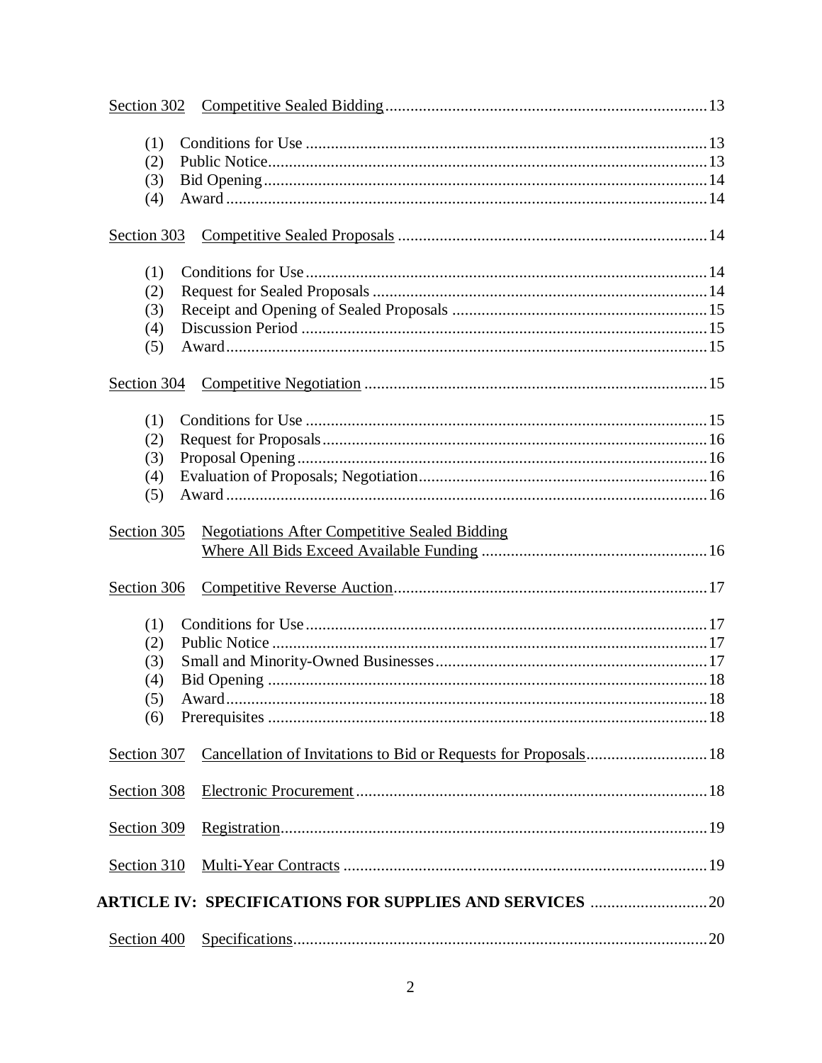Section 302 Competitive Sealed Bidding ........ 13

- (1) Conditions for Use ........ 13
- (2) Public Notice ........ 13
- (3) Bid Opening ........ 14
- (4) Award ........ 14

Section 303 Competitive Sealed Proposals ........ 14

- (1) Conditions for Use ........ 14
- (2) Request for Sealed Proposals ........ 14
- (3) Receipt and Opening of Sealed Proposals ........ 15
- (4) Discussion Period ........ 15
- (5) Award ........ 15

Section 304 Competitive Negotiation ........ 15

- (1) Conditions for Use ........ 15
- (2) Request for Proposals ........ 16
- (3) Proposal Opening ........ 16
- (4) Evaluation of Proposals; Negotiation ........ 16
- (5) Award ........ 16

Section 305 Negotiations After Competitive Sealed Bidding Where All Bids Exceed Available Funding ........ 16

Section 306 Competitive Reverse Auction ........ 17

- (1) Conditions for Use ........ 17
- (2) Public Notice ........ 17
- (3) Small and Minority-Owned Businesses ........ 17
- (4) Bid Opening ........ 18
- (5) Award ........ 18
- (6) Prerequisites ........ 18

Section 307 Cancellation of Invitations to Bid or Requests for Proposals ........ 18

Section 308 Electronic Procurement ........ 18

Section 309 Registration ........ 19

Section 310 Multi-Year Contracts ........ 19

**ARTICLE IV: SPECIFICATIONS FOR SUPPLIES AND SERVICES** ........ 20

Section 400 Specifications ........ 20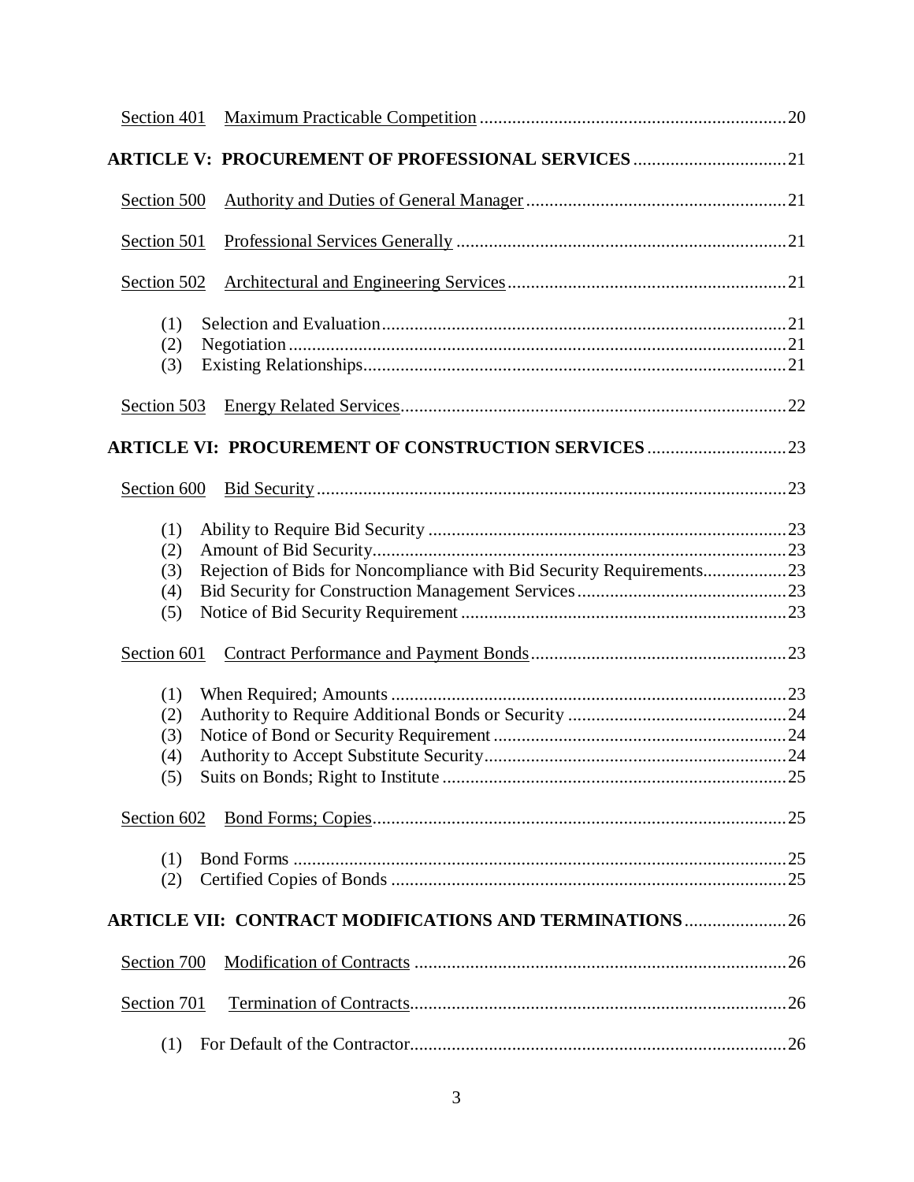Section 401 Maximum Practicable Competition ....................................................... 20

**ARTICLE V: PROCUREMENT OF PROFESSIONAL SERVICES** ................................ 21

Section 500 Authority and Duties of General Manager ............................................... 21

Section 501 Professional Services Generally ............................................................. 21

Section 502 Architectural and Engineering Services .................................................. 21

(1) Selection and Evaluation ................................................................................ 21
(2) Negotiation ..................................................................................................... 21
(3) Existing Relationships .................................................................................... 21

Section 503 Energy Related Services ......................................................................... 22

**ARTICLE VI: PROCUREMENT OF CONSTRUCTION SERVICES** ............................. 23

Section 600 Bid Security ............................................................................................ 23

(1) Ability to Require Bid Security ...................................................................... 23
(2) Amount of Bid Security .................................................................................. 23
(3) Rejection of Bids for Noncompliance with Bid Security Requirements .......... 23
(4) Bid Security for Construction Management Services ..................................... 23
(5) Notice of Bid Security Requirement ............................................................... 23

Section 601 Contract Performance and Payment Bonds ............................................. 23

(1) When Required; Amounts ............................................................................... 23
(2) Authority to Require Additional Bonds or Security ........................................ 24
(3) Notice of Bond or Security Requirement ........................................................ 24
(4) Authority to Accept Substitute Security .......................................................... 24
(5) Suits on Bonds; Right to Institute ................................................................... 25

Section 602 Bond Forms; Copies ............................................................................... 25

(1) Bond Forms .................................................................................................... 25
(2) Certified Copies of Bonds ............................................................................... 25

**ARTICLE VII: CONTRACT MODIFICATIONS AND TERMINATIONS** ..................... 26

Section 700 Modification of Contracts ....................................................................... 26

Section 701 Termination of Contracts ......................................................................... 26

(1) For Default of the Contractor .......................................................................... 26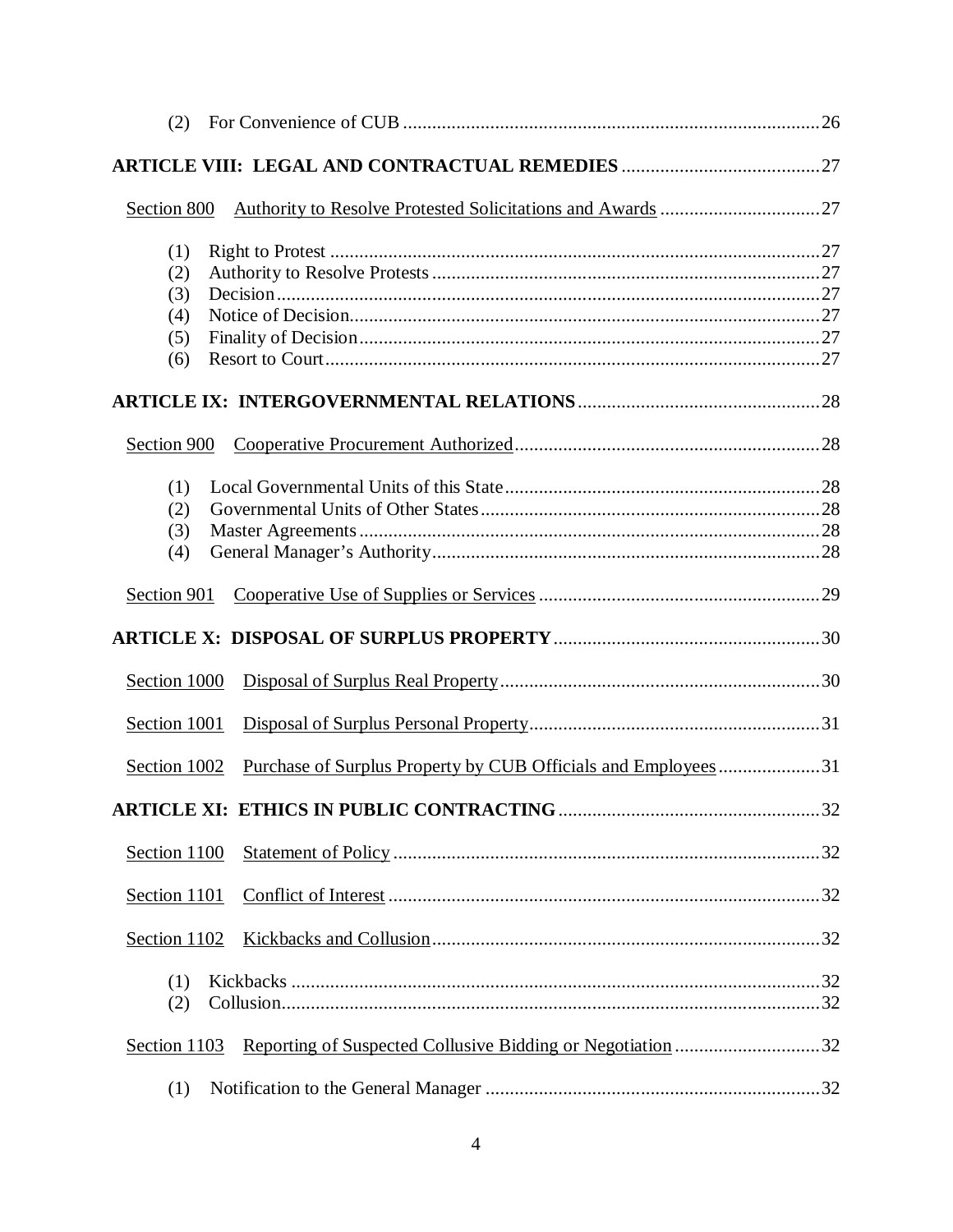(2) For Convenience of CUB ........ 26

**ARTICLE VIII: LEGAL AND CONTRACTUAL REMEDIES** ........ 27

Section 800 Authority to Resolve Protested Solicitations and Awards ........ 27

(1) Right to Protest ........ 27
(2) Authority to Resolve Protests ........ 27
(3) Decision ........ 27
(4) Notice of Decision ........ 27
(5) Finality of Decision ........ 27
(6) Resort to Court ........ 27

**ARTICLE IX: INTERGOVERNMENTAL RELATIONS** ........ 28

Section 900 Cooperative Procurement Authorized ........ 28

(1) Local Governmental Units of this State ........ 28
(2) Governmental Units of Other States ........ 28
(3) Master Agreements ........ 28
(4) General Manager's Authority ........ 28

Section 901 Cooperative Use of Supplies or Services ........ 29

**ARTICLE X: DISPOSAL OF SURPLUS PROPERTY** ........ 30

Section 1000 Disposal of Surplus Real Property ........ 30

Section 1001 Disposal of Surplus Personal Property ........ 31

Section 1002 Purchase of Surplus Property by CUB Officials and Employees ........ 31

**ARTICLE XI: ETHICS IN PUBLIC CONTRACTING** ........ 32

Section 1100 Statement of Policy ........ 32

Section 1101 Conflict of Interest ........ 32

Section 1102 Kickbacks and Collusion ........ 32

(1) Kickbacks ........ 32
(2) Collusion ........ 32

Section 1103 Reporting of Suspected Collusive Bidding or Negotiation ........ 32

(1) Notification to the General Manager ........ 32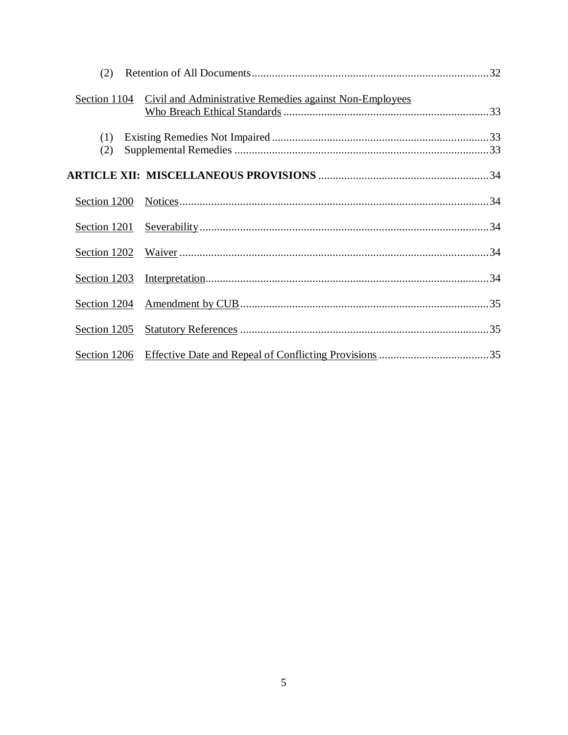(2) Retention of All Documents ....................................................................................32

Section 1104 Civil and Administrative Remedies against Non-Employees Who Breach Ethical Standards ......................................................................33

(1) Existing Remedies Not Impaired ..........................................................................33
(2) Supplemental Remedies .......................................................................................33

**ARTICLE XII: MISCELLANEOUS PROVISIONS** ..........................................................34

Section 1200 Notices..........................................................................................................34

Section 1201 Severability...................................................................................................34

Section 1202 Waiver ..........................................................................................................34

Section 1203 Interpretation.................................................................................................34

Section 1204 Amendment by CUB.....................................................................................35

Section 1205 Statutory References .....................................................................................35

Section 1206 Effective Date and Repeal of Conflicting Provisions .....................................35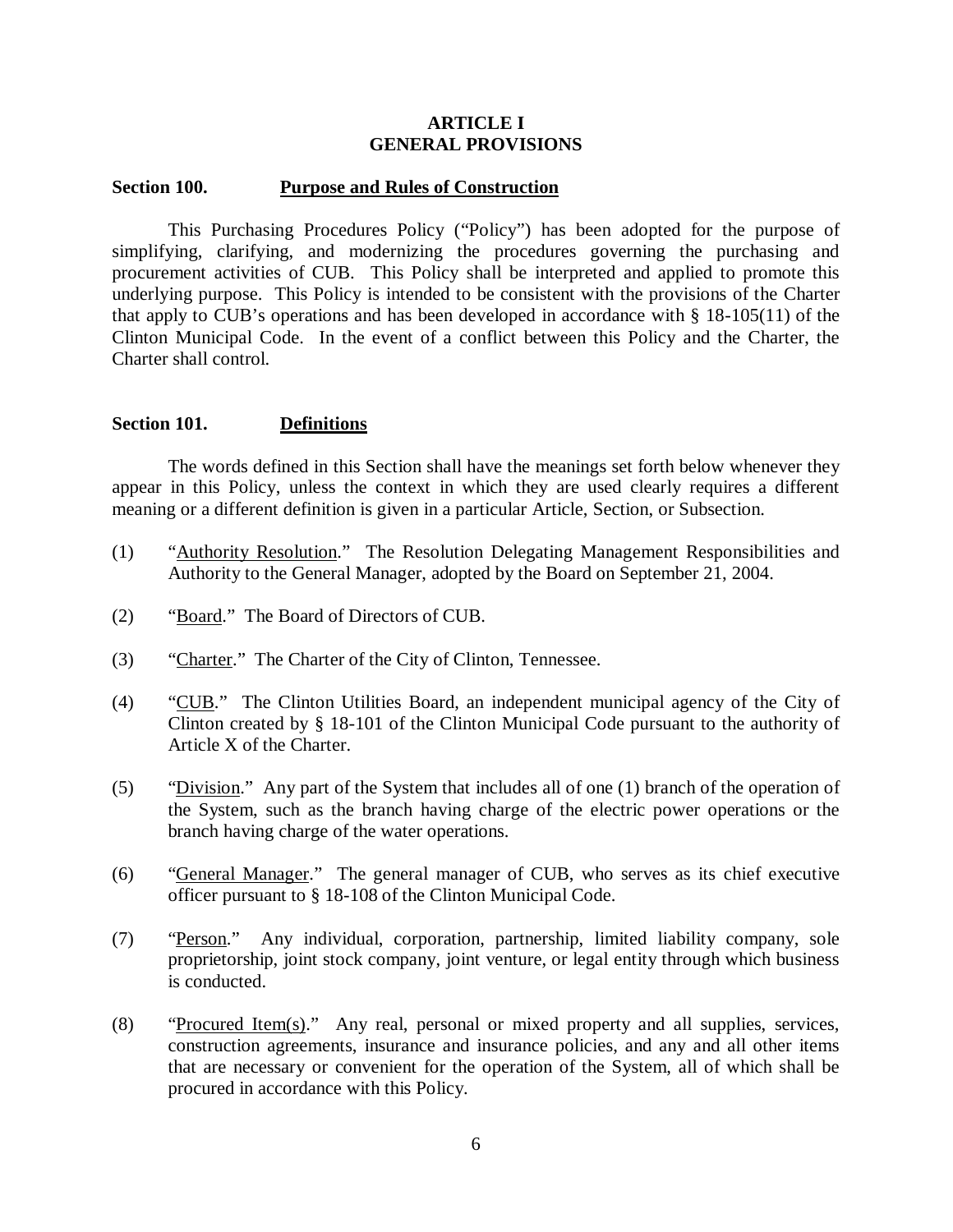# ARTICLE I
# GENERAL PROVISIONS

## Section 100. Purpose and Rules of Construction

This Purchasing Procedures Policy ("Policy") has been adopted for the purpose of simplifying, clarifying, and modernizing the procedures governing the purchasing and procurement activities of CUB. This Policy shall be interpreted and applied to promote this underlying purpose. This Policy is intended to be consistent with the provisions of the Charter that apply to CUB's operations and has been developed in accordance with § 18-105(11) of the Clinton Municipal Code. In the event of a conflict between this Policy and the Charter, the Charter shall control.

## Section 101. Definitions

The words defined in this Section shall have the meanings set forth below whenever they appear in this Policy, unless the context in which they are used clearly requires a different meaning or a different definition is given in a particular Article, Section, or Subsection.

(1) "Authority Resolution." The Resolution Delegating Management Responsibilities and Authority to the General Manager, adopted by the Board on September 21, 2004.

(2) "Board." The Board of Directors of CUB.

(3) "Charter." The Charter of the City of Clinton, Tennessee.

(4) "CUB." The Clinton Utilities Board, an independent municipal agency of the City of Clinton created by § 18-101 of the Clinton Municipal Code pursuant to the authority of Article X of the Charter.

(5) "Division." Any part of the System that includes all of one (1) branch of the operation of the System, such as the branch having charge of the electric power operations or the branch having charge of the water operations.

(6) "General Manager." The general manager of CUB, who serves as its chief executive officer pursuant to § 18-108 of the Clinton Municipal Code.

(7) "Person." Any individual, corporation, partnership, limited liability company, sole proprietorship, joint stock company, joint venture, or legal entity through which business is conducted.

(8) "Procured Item(s)." Any real, personal or mixed property and all supplies, services, construction agreements, insurance and insurance policies, and any and all other items that are necessary or convenient for the operation of the System, all of which shall be procured in accordance with this Policy.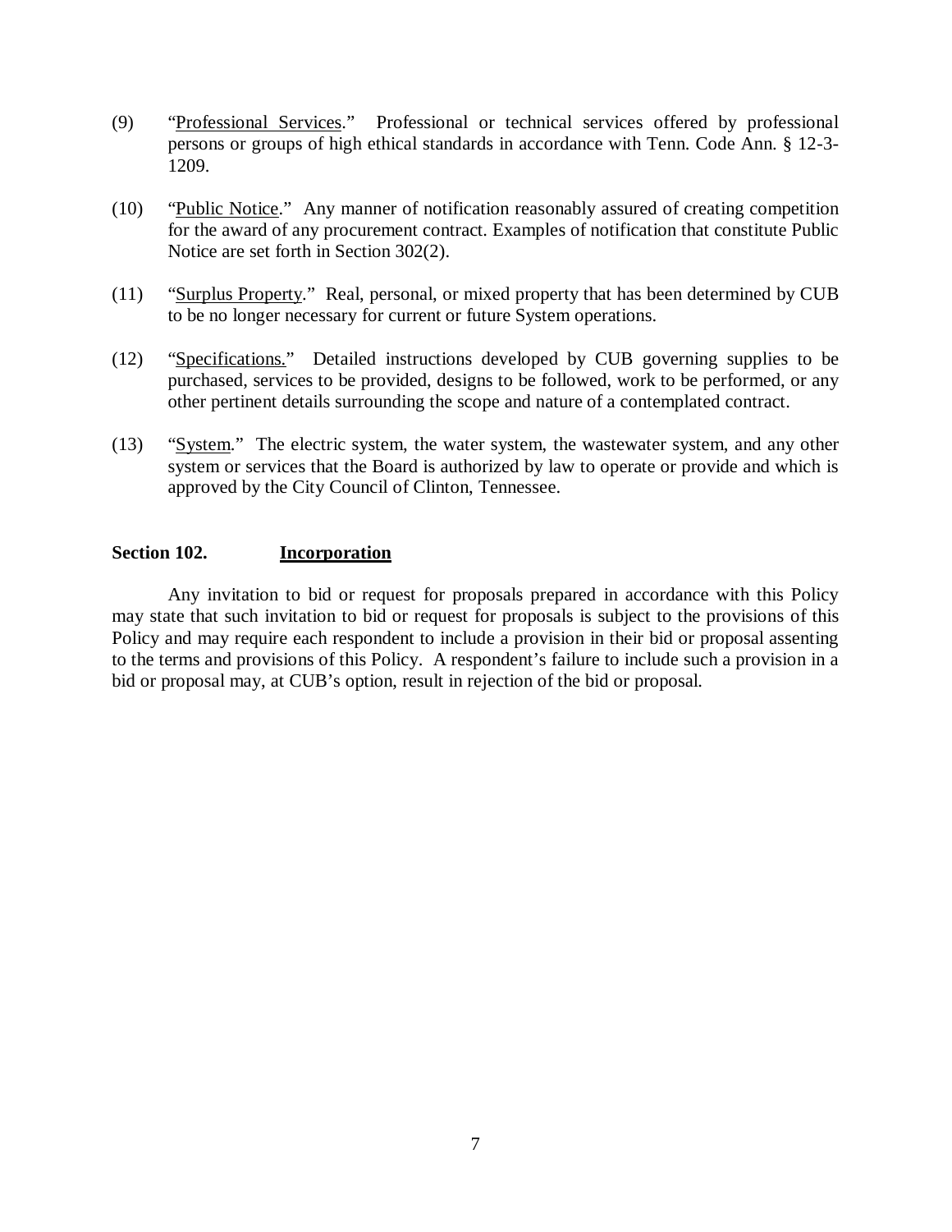(9) "Professional Services." Professional or technical services offered by professional persons or groups of high ethical standards in accordance with Tenn. Code Ann. § 12-3-1209.

(10) "Public Notice." Any manner of notification reasonably assured of creating competition for the award of any procurement contract. Examples of notification that constitute Public Notice are set forth in Section 302(2).

(11) "Surplus Property." Real, personal, or mixed property that has been determined by CUB to be no longer necessary for current or future System operations.

(12) "Specifications." Detailed instructions developed by CUB governing supplies to be purchased, services to be provided, designs to be followed, work to be performed, or any other pertinent details surrounding the scope and nature of a contemplated contract.

(13) "System." The electric system, the water system, the wastewater system, and any other system or services that the Board is authorized by law to operate or provide and which is approved by the City Council of Clinton, Tennessee.

**Section 102. Incorporation**

Any invitation to bid or request for proposals prepared in accordance with this Policy may state that such invitation to bid or request for proposals is subject to the provisions of this Policy and may require each respondent to include a provision in their bid or proposal assenting to the terms and provisions of this Policy. A respondent's failure to include such a provision in a bid or proposal may, at CUB's option, result in rejection of the bid or proposal.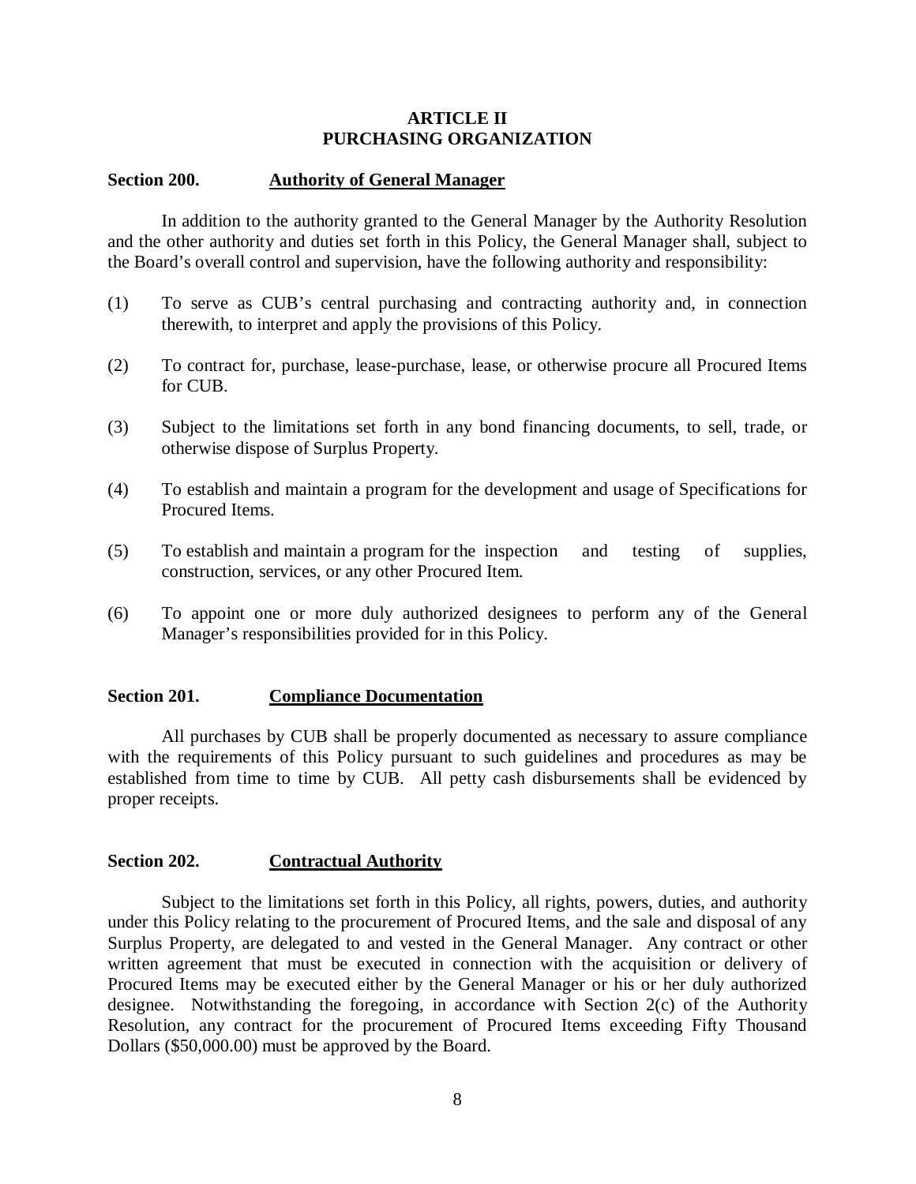## ARTICLE II
## PURCHASING ORGANIZATION

### Section 200. Authority of General Manager

In addition to the authority granted to the General Manager by the Authority Resolution and the other authority and duties set forth in this Policy, the General Manager shall, subject to the Board's overall control and supervision, have the following authority and responsibility:

(1) To serve as CUB's central purchasing and contracting authority and, in connection therewith, to interpret and apply the provisions of this Policy.

(2) To contract for, purchase, lease-purchase, lease, or otherwise procure all Procured Items for CUB.

(3) Subject to the limitations set forth in any bond financing documents, to sell, trade, or otherwise dispose of Surplus Property.

(4) To establish and maintain a program for the development and usage of Specifications for Procured Items.

(5) To establish and maintain a program for the inspection and testing of supplies, construction, services, or any other Procured Item.

(6) To appoint one or more duly authorized designees to perform any of the General Manager's responsibilities provided for in this Policy.

### Section 201. Compliance Documentation

All purchases by CUB shall be properly documented as necessary to assure compliance with the requirements of this Policy pursuant to such guidelines and procedures as may be established from time to time by CUB. All petty cash disbursements shall be evidenced by proper receipts.

### Section 202. Contractual Authority

Subject to the limitations set forth in this Policy, all rights, powers, duties, and authority under this Policy relating to the procurement of Procured Items, and the sale and disposal of any Surplus Property, are delegated to and vested in the General Manager. Any contract or other written agreement that must be executed in connection with the acquisition or delivery of Procured Items may be executed either by the General Manager or his or her duly authorized designee. Notwithstanding the foregoing, in accordance with Section 2(c) of the Authority Resolution, any contract for the procurement of Procured Items exceeding Fifty Thousand Dollars ($50,000.00) must be approved by the Board.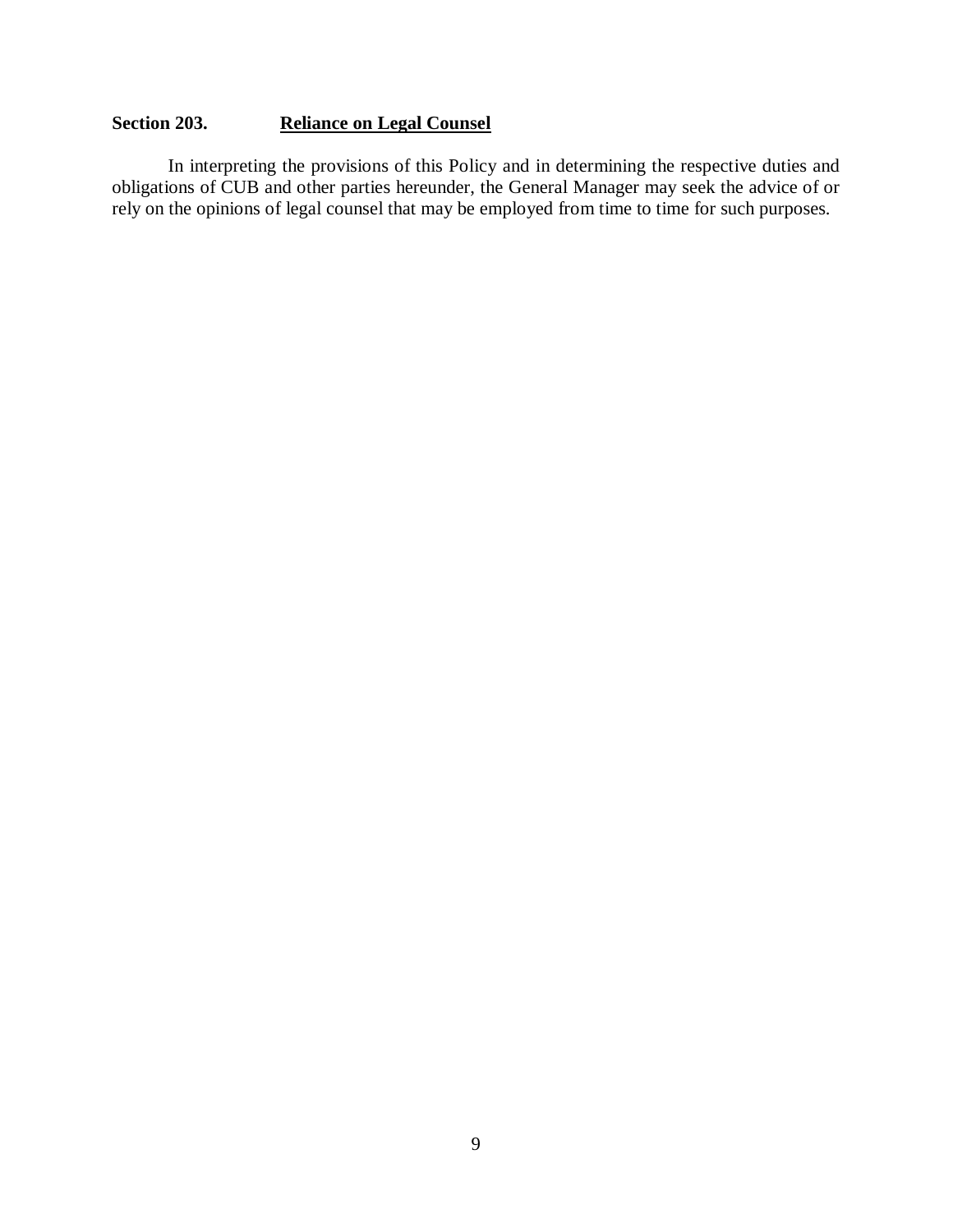### Section 203. Reliance on Legal Counsel

In interpreting the provisions of this Policy and in determining the respective duties and obligations of CUB and other parties hereunder, the General Manager may seek the advice of or rely on the opinions of legal counsel that may be employed from time to time for such purposes.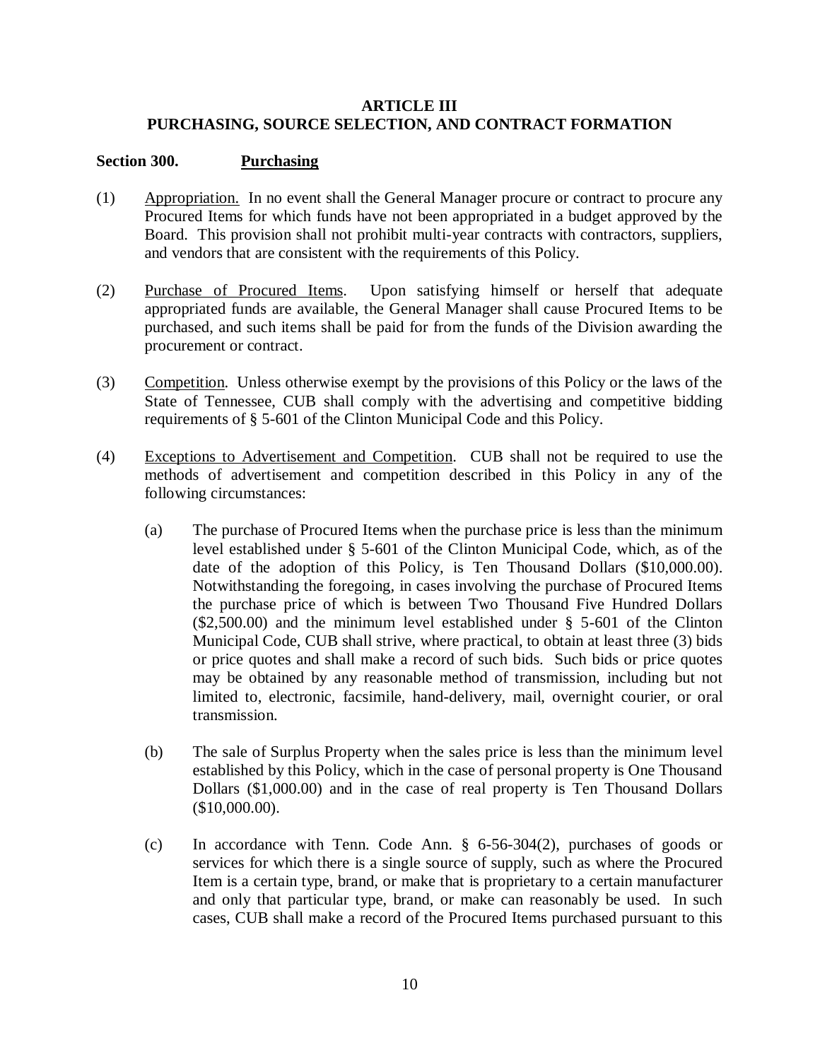# ARTICLE III
# PURCHASING, SOURCE SELECTION, AND CONTRACT FORMATION

**Section 300. Purchasing**

(1) Appropriation. In no event shall the General Manager procure or contract to procure any Procured Items for which funds have not been appropriated in a budget approved by the Board. This provision shall not prohibit multi-year contracts with contractors, suppliers, and vendors that are consistent with the requirements of this Policy.

(2) Purchase of Procured Items. Upon satisfying himself or herself that adequate appropriated funds are available, the General Manager shall cause Procured Items to be purchased, and such items shall be paid for from the funds of the Division awarding the procurement or contract.

(3) Competition. Unless otherwise exempt by the provisions of this Policy or the laws of the State of Tennessee, CUB shall comply with the advertising and competitive bidding requirements of § 5-601 of the Clinton Municipal Code and this Policy.

(4) Exceptions to Advertisement and Competition. CUB shall not be required to use the methods of advertisement and competition described in this Policy in any of the following circumstances:

(a) The purchase of Procured Items when the purchase price is less than the minimum level established under § 5-601 of the Clinton Municipal Code, which, as of the date of the adoption of this Policy, is Ten Thousand Dollars ($10,000.00). Notwithstanding the foregoing, in cases involving the purchase of Procured Items the purchase price of which is between Two Thousand Five Hundred Dollars ($2,500.00) and the minimum level established under § 5-601 of the Clinton Municipal Code, CUB shall strive, where practical, to obtain at least three (3) bids or price quotes and shall make a record of such bids. Such bids or price quotes may be obtained by any reasonable method of transmission, including but not limited to, electronic, facsimile, hand-delivery, mail, overnight courier, or oral transmission.

(b) The sale of Surplus Property when the sales price is less than the minimum level established by this Policy, which in the case of personal property is One Thousand Dollars ($1,000.00) and in the case of real property is Ten Thousand Dollars ($10,000.00).

(c) In accordance with Tenn. Code Ann. § 6-56-304(2), purchases of goods or services for which there is a single source of supply, such as where the Procured Item is a certain type, brand, or make that is proprietary to a certain manufacturer and only that particular type, brand, or make can reasonably be used. In such cases, CUB shall make a record of the Procured Items purchased pursuant to this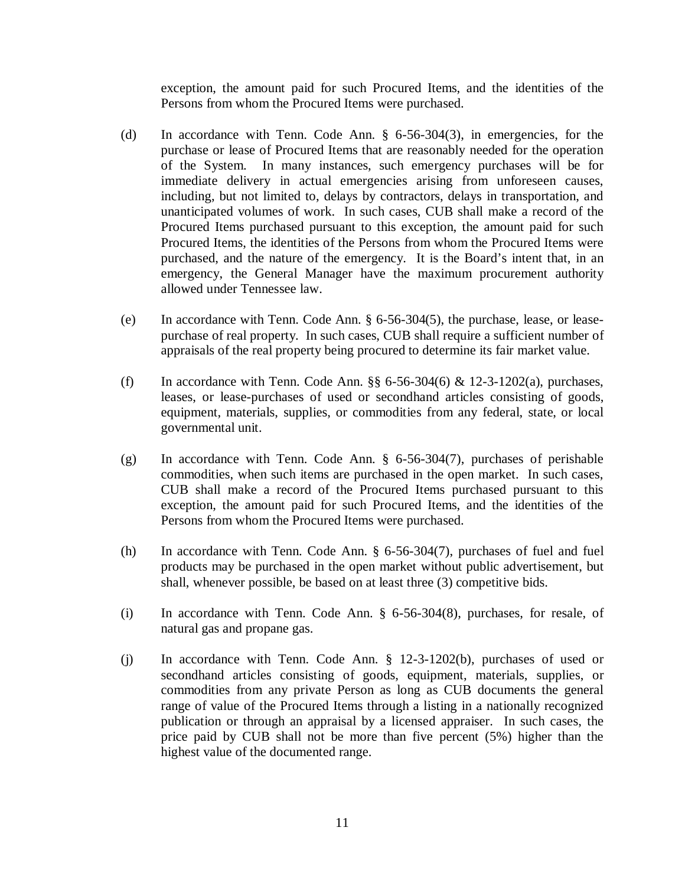exception, the amount paid for such Procured Items, and the identities of the Persons from whom the Procured Items were purchased.

(d) In accordance with Tenn. Code Ann. § 6-56-304(3), in emergencies, for the purchase or lease of Procured Items that are reasonably needed for the operation of the System. In many instances, such emergency purchases will be for immediate delivery in actual emergencies arising from unforeseen causes, including, but not limited to, delays by contractors, delays in transportation, and unanticipated volumes of work. In such cases, CUB shall make a record of the Procured Items purchased pursuant to this exception, the amount paid for such Procured Items, the identities of the Persons from whom the Procured Items were purchased, and the nature of the emergency. It is the Board's intent that, in an emergency, the General Manager have the maximum procurement authority allowed under Tennessee law.

(e) In accordance with Tenn. Code Ann. § 6-56-304(5), the purchase, lease, or lease-purchase of real property. In such cases, CUB shall require a sufficient number of appraisals of the real property being procured to determine its fair market value.

(f) In accordance with Tenn. Code Ann. §§ 6-56-304(6) & 12-3-1202(a), purchases, leases, or lease-purchases of used or secondhand articles consisting of goods, equipment, materials, supplies, or commodities from any federal, state, or local governmental unit.

(g) In accordance with Tenn. Code Ann. § 6-56-304(7), purchases of perishable commodities, when such items are purchased in the open market. In such cases, CUB shall make a record of the Procured Items purchased pursuant to this exception, the amount paid for such Procured Items, and the identities of the Persons from whom the Procured Items were purchased.

(h) In accordance with Tenn. Code Ann. § 6-56-304(7), purchases of fuel and fuel products may be purchased in the open market without public advertisement, but shall, whenever possible, be based on at least three (3) competitive bids.

(i) In accordance with Tenn. Code Ann. § 6-56-304(8), purchases, for resale, of natural gas and propane gas.

(j) In accordance with Tenn. Code Ann. § 12-3-1202(b), purchases of used or secondhand articles consisting of goods, equipment, materials, supplies, or commodities from any private Person as long as CUB documents the general range of value of the Procured Items through a listing in a nationally recognized publication or through an appraisal by a licensed appraiser. In such cases, the price paid by CUB shall not be more than five percent (5%) higher than the highest value of the documented range.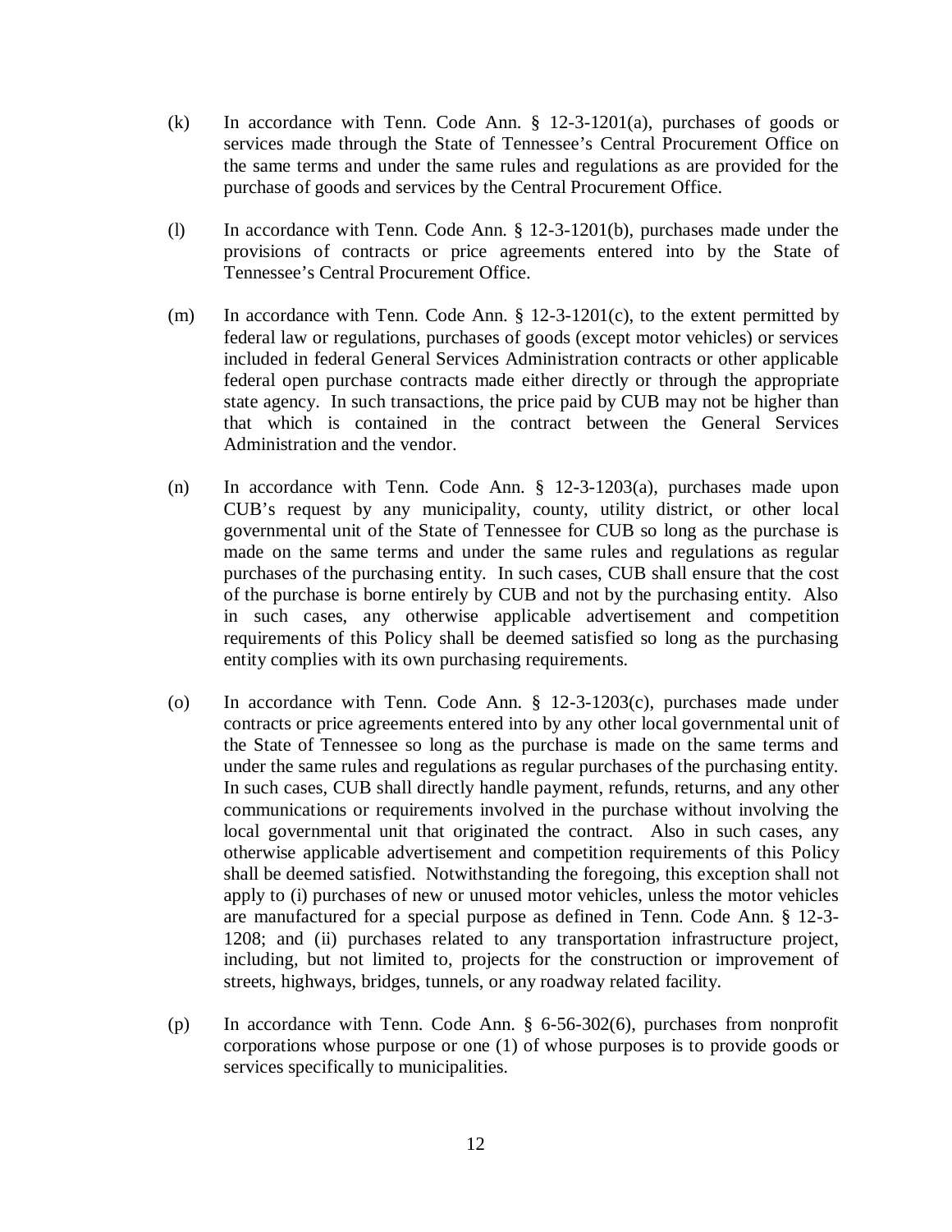(k) In accordance with Tenn. Code Ann. § 12-3-1201(a), purchases of goods or services made through the State of Tennessee's Central Procurement Office on the same terms and under the same rules and regulations as are provided for the purchase of goods and services by the Central Procurement Office.

(l) In accordance with Tenn. Code Ann. § 12-3-1201(b), purchases made under the provisions of contracts or price agreements entered into by the State of Tennessee's Central Procurement Office.

(m) In accordance with Tenn. Code Ann. § 12-3-1201(c), to the extent permitted by federal law or regulations, purchases of goods (except motor vehicles) or services included in federal General Services Administration contracts or other applicable federal open purchase contracts made either directly or through the appropriate state agency. In such transactions, the price paid by CUB may not be higher than that which is contained in the contract between the General Services Administration and the vendor.

(n) In accordance with Tenn. Code Ann. § 12-3-1203(a), purchases made upon CUB's request by any municipality, county, utility district, or other local governmental unit of the State of Tennessee for CUB so long as the purchase is made on the same terms and under the same rules and regulations as regular purchases of the purchasing entity. In such cases, CUB shall ensure that the cost of the purchase is borne entirely by CUB and not by the purchasing entity. Also in such cases, any otherwise applicable advertisement and competition requirements of this Policy shall be deemed satisfied so long as the purchasing entity complies with its own purchasing requirements.

(o) In accordance with Tenn. Code Ann. § 12-3-1203(c), purchases made under contracts or price agreements entered into by any other local governmental unit of the State of Tennessee so long as the purchase is made on the same terms and under the same rules and regulations as regular purchases of the purchasing entity. In such cases, CUB shall directly handle payment, refunds, returns, and any other communications or requirements involved in the purchase without involving the local governmental unit that originated the contract. Also in such cases, any otherwise applicable advertisement and competition requirements of this Policy shall be deemed satisfied. Notwithstanding the foregoing, this exception shall not apply to (i) purchases of new or unused motor vehicles, unless the motor vehicles are manufactured for a special purpose as defined in Tenn. Code Ann. § 12-3-1208; and (ii) purchases related to any transportation infrastructure project, including, but not limited to, projects for the construction or improvement of streets, highways, bridges, tunnels, or any roadway related facility.

(p) In accordance with Tenn. Code Ann. § 6-56-302(6), purchases from nonprofit corporations whose purpose or one (1) of whose purposes is to provide goods or services specifically to municipalities.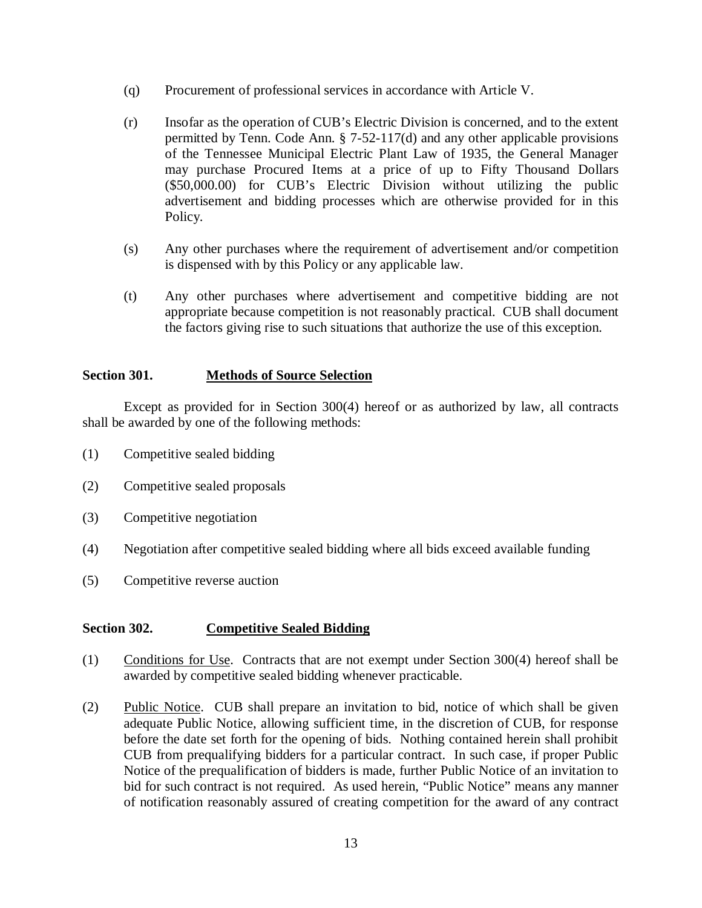(q) Procurement of professional services in accordance with Article V.

(r) Insofar as the operation of CUB's Electric Division is concerned, and to the extent permitted by Tenn. Code Ann. § 7-52-117(d) and any other applicable provisions of the Tennessee Municipal Electric Plant Law of 1935, the General Manager may purchase Procured Items at a price of up to Fifty Thousand Dollars ($50,000.00) for CUB's Electric Division without utilizing the public advertisement and bidding processes which are otherwise provided for in this Policy.

(s) Any other purchases where the requirement of advertisement and/or competition is dispensed with by this Policy or any applicable law.

(t) Any other purchases where advertisement and competitive bidding are not appropriate because competition is not reasonably practical. CUB shall document the factors giving rise to such situations that authorize the use of this exception.

**Section 301. Methods of Source Selection**

Except as provided for in Section 300(4) hereof or as authorized by law, all contracts shall be awarded by one of the following methods:

(1) Competitive sealed bidding

(2) Competitive sealed proposals

(3) Competitive negotiation

(4) Negotiation after competitive sealed bidding where all bids exceed available funding

(5) Competitive reverse auction

**Section 302. Competitive Sealed Bidding**

(1) Conditions for Use. Contracts that are not exempt under Section 300(4) hereof shall be awarded by competitive sealed bidding whenever practicable.

(2) Public Notice. CUB shall prepare an invitation to bid, notice of which shall be given adequate Public Notice, allowing sufficient time, in the discretion of CUB, for response before the date set forth for the opening of bids. Nothing contained herein shall prohibit CUB from prequalifying bidders for a particular contract. In such case, if proper Public Notice of the prequalification of bidders is made, further Public Notice of an invitation to bid for such contract is not required. As used herein, "Public Notice" means any manner of notification reasonably assured of creating competition for the award of any contract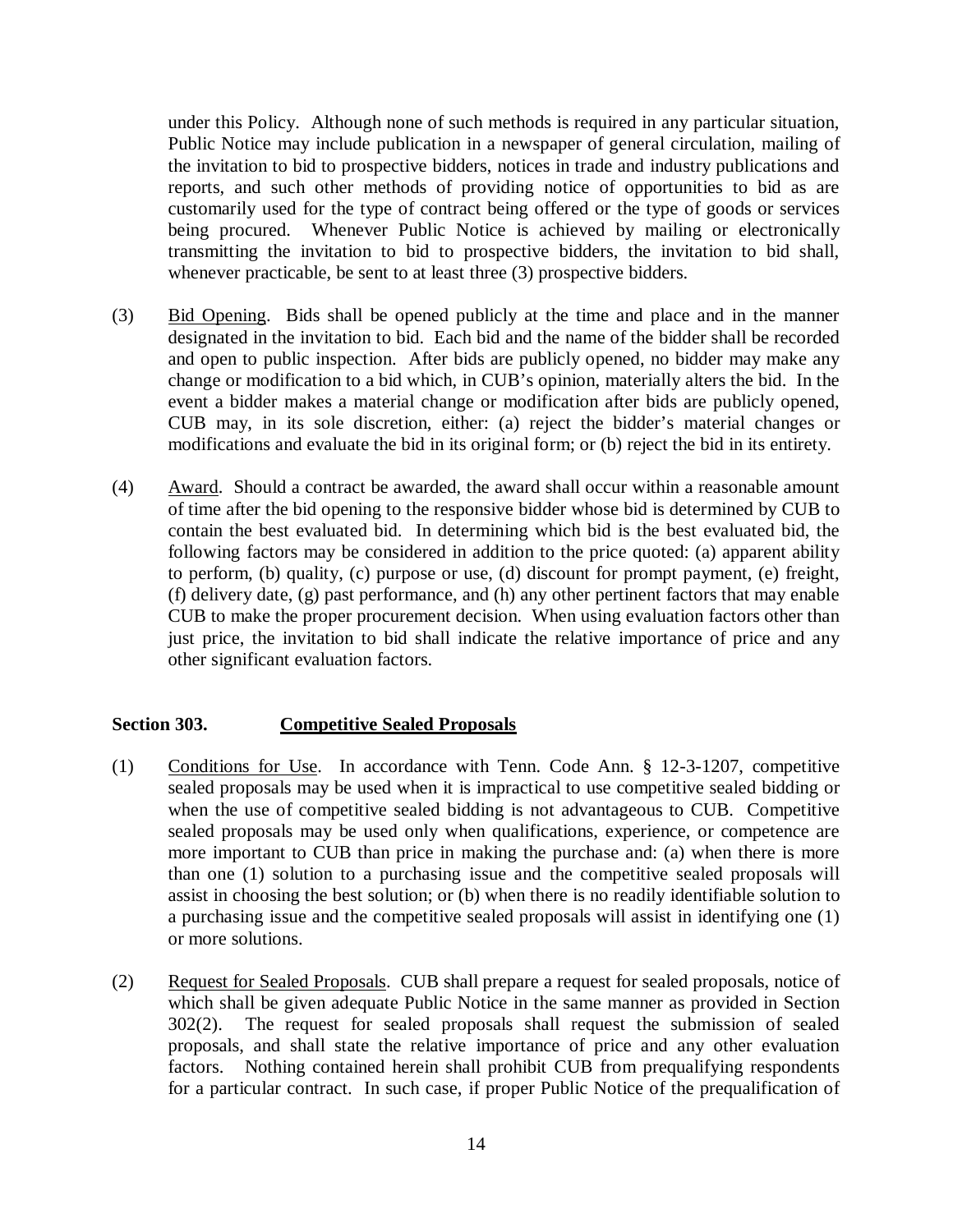under this Policy. Although none of such methods is required in any particular situation, Public Notice may include publication in a newspaper of general circulation, mailing of the invitation to bid to prospective bidders, notices in trade and industry publications and reports, and such other methods of providing notice of opportunities to bid as are customarily used for the type of contract being offered or the type of goods or services being procured. Whenever Public Notice is achieved by mailing or electronically transmitting the invitation to bid to prospective bidders, the invitation to bid shall, whenever practicable, be sent to at least three (3) prospective bidders.

(3) Bid Opening. Bids shall be opened publicly at the time and place and in the manner designated in the invitation to bid. Each bid and the name of the bidder shall be recorded and open to public inspection. After bids are publicly opened, no bidder may make any change or modification to a bid which, in CUB's opinion, materially alters the bid. In the event a bidder makes a material change or modification after bids are publicly opened, CUB may, in its sole discretion, either: (a) reject the bidder's material changes or modifications and evaluate the bid in its original form; or (b) reject the bid in its entirety.

(4) Award. Should a contract be awarded, the award shall occur within a reasonable amount of time after the bid opening to the responsive bidder whose bid is determined by CUB to contain the best evaluated bid. In determining which bid is the best evaluated bid, the following factors may be considered in addition to the price quoted: (a) apparent ability to perform, (b) quality, (c) purpose or use, (d) discount for prompt payment, (e) freight, (f) delivery date, (g) past performance, and (h) any other pertinent factors that may enable CUB to make the proper procurement decision. When using evaluation factors other than just price, the invitation to bid shall indicate the relative importance of price and any other significant evaluation factors.

### Section 303. Competitive Sealed Proposals

(1) Conditions for Use. In accordance with Tenn. Code Ann. § 12-3-1207, competitive sealed proposals may be used when it is impractical to use competitive sealed bidding or when the use of competitive sealed bidding is not advantageous to CUB. Competitive sealed proposals may be used only when qualifications, experience, or competence are more important to CUB than price in making the purchase and: (a) when there is more than one (1) solution to a purchasing issue and the competitive sealed proposals will assist in choosing the best solution; or (b) when there is no readily identifiable solution to a purchasing issue and the competitive sealed proposals will assist in identifying one (1) or more solutions.

(2) Request for Sealed Proposals. CUB shall prepare a request for sealed proposals, notice of which shall be given adequate Public Notice in the same manner as provided in Section 302(2). The request for sealed proposals shall request the submission of sealed proposals, and shall state the relative importance of price and any other evaluation factors. Nothing contained herein shall prohibit CUB from prequalifying respondents for a particular contract. In such case, if proper Public Notice of the prequalification of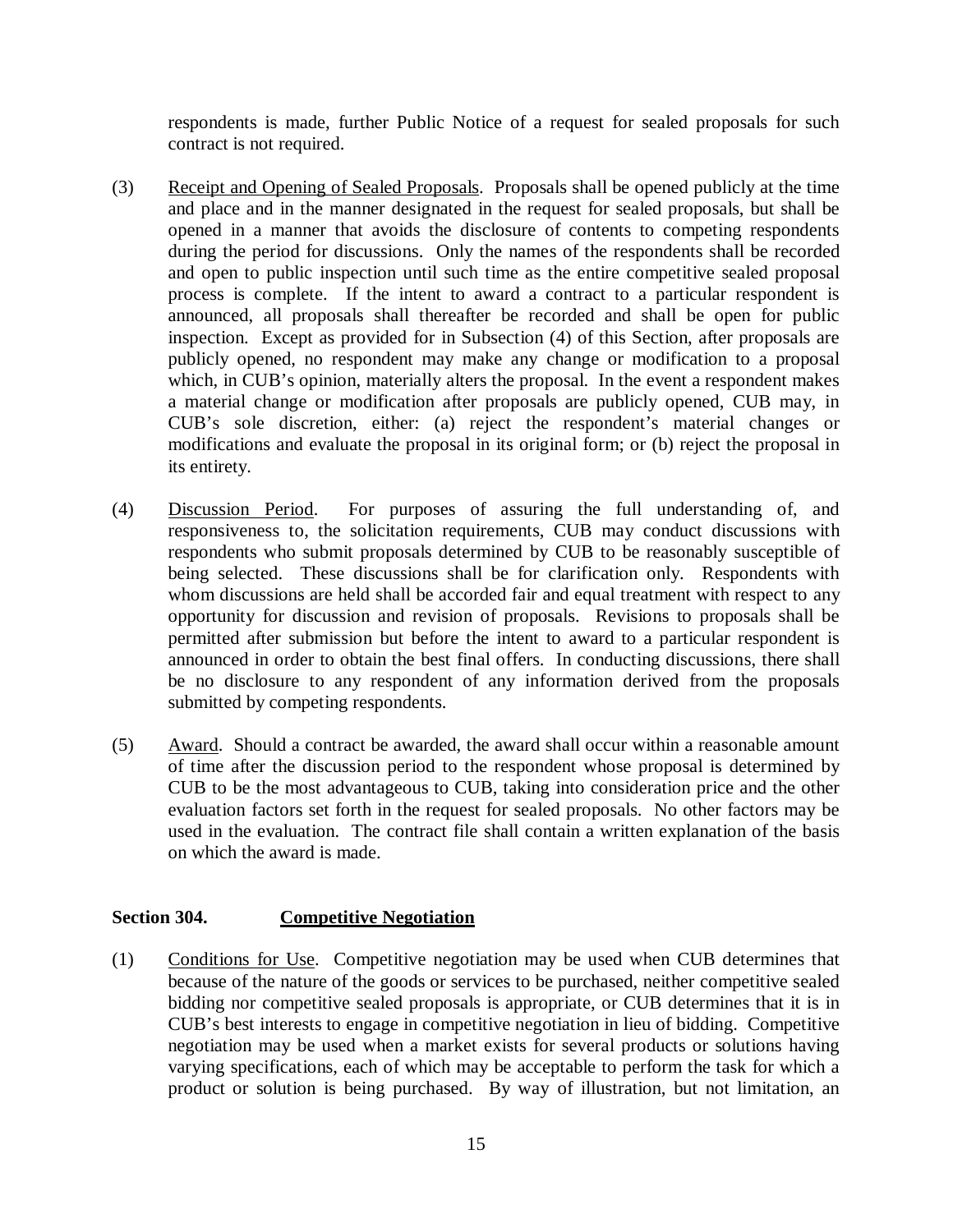respondents is made, further Public Notice of a request for sealed proposals for such contract is not required.

(3) Receipt and Opening of Sealed Proposals. Proposals shall be opened publicly at the time and place and in the manner designated in the request for sealed proposals, but shall be opened in a manner that avoids the disclosure of contents to competing respondents during the period for discussions. Only the names of the respondents shall be recorded and open to public inspection until such time as the entire competitive sealed proposal process is complete. If the intent to award a contract to a particular respondent is announced, all proposals shall thereafter be recorded and shall be open for public inspection. Except as provided for in Subsection (4) of this Section, after proposals are publicly opened, no respondent may make any change or modification to a proposal which, in CUB's opinion, materially alters the proposal. In the event a respondent makes a material change or modification after proposals are publicly opened, CUB may, in CUB's sole discretion, either: (a) reject the respondent's material changes or modifications and evaluate the proposal in its original form; or (b) reject the proposal in its entirety.

(4) Discussion Period. For purposes of assuring the full understanding of, and responsiveness to, the solicitation requirements, CUB may conduct discussions with respondents who submit proposals determined by CUB to be reasonably susceptible of being selected. These discussions shall be for clarification only. Respondents with whom discussions are held shall be accorded fair and equal treatment with respect to any opportunity for discussion and revision of proposals. Revisions to proposals shall be permitted after submission but before the intent to award to a particular respondent is announced in order to obtain the best final offers. In conducting discussions, there shall be no disclosure to any respondent of any information derived from the proposals submitted by competing respondents.

(5) Award. Should a contract be awarded, the award shall occur within a reasonable amount of time after the discussion period to the respondent whose proposal is determined by CUB to be the most advantageous to CUB, taking into consideration price and the other evaluation factors set forth in the request for sealed proposals. No other factors may be used in the evaluation. The contract file shall contain a written explanation of the basis on which the award is made.

**Section 304. Competitive Negotiation**

(1) Conditions for Use. Competitive negotiation may be used when CUB determines that because of the nature of the goods or services to be purchased, neither competitive sealed bidding nor competitive sealed proposals is appropriate, or CUB determines that it is in CUB's best interests to engage in competitive negotiation in lieu of bidding. Competitive negotiation may be used when a market exists for several products or solutions having varying specifications, each of which may be acceptable to perform the task for which a product or solution is being purchased. By way of illustration, but not limitation, an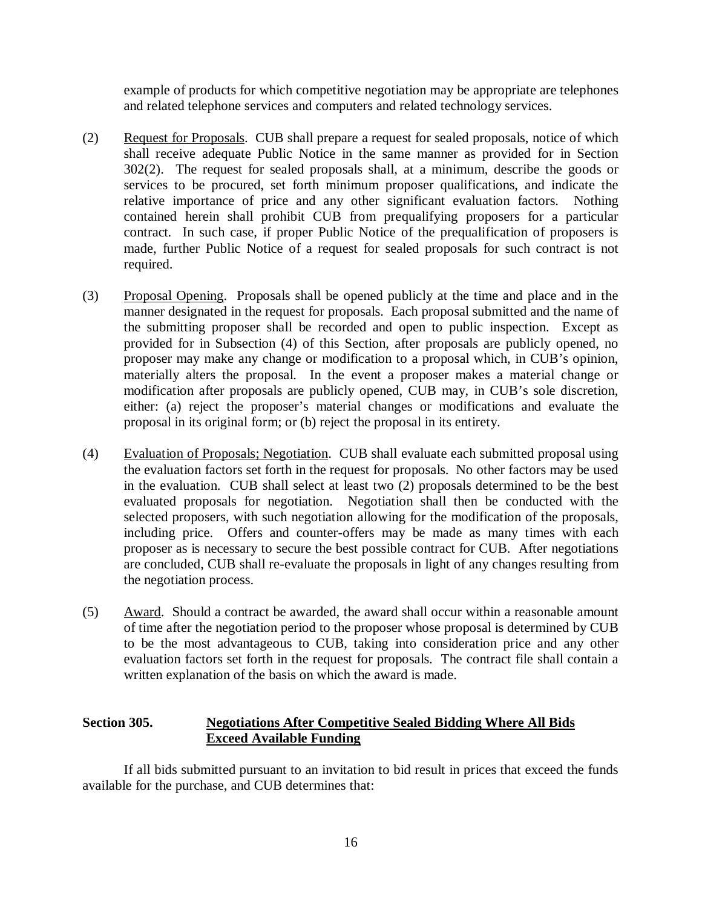example of products for which competitive negotiation may be appropriate are telephones and related telephone services and computers and related technology services.

(2) Request for Proposals. CUB shall prepare a request for sealed proposals, notice of which shall receive adequate Public Notice in the same manner as provided for in Section 302(2). The request for sealed proposals shall, at a minimum, describe the goods or services to be procured, set forth minimum proposer qualifications, and indicate the relative importance of price and any other significant evaluation factors. Nothing contained herein shall prohibit CUB from prequalifying proposers for a particular contract. In such case, if proper Public Notice of the prequalification of proposers is made, further Public Notice of a request for sealed proposals for such contract is not required.

(3) Proposal Opening. Proposals shall be opened publicly at the time and place and in the manner designated in the request for proposals. Each proposal submitted and the name of the submitting proposer shall be recorded and open to public inspection. Except as provided for in Subsection (4) of this Section, after proposals are publicly opened, no proposer may make any change or modification to a proposal which, in CUB's opinion, materially alters the proposal. In the event a proposer makes a material change or modification after proposals are publicly opened, CUB may, in CUB's sole discretion, either: (a) reject the proposer's material changes or modifications and evaluate the proposal in its original form; or (b) reject the proposal in its entirety.

(4) Evaluation of Proposals; Negotiation. CUB shall evaluate each submitted proposal using the evaluation factors set forth in the request for proposals. No other factors may be used in the evaluation. CUB shall select at least two (2) proposals determined to be the best evaluated proposals for negotiation. Negotiation shall then be conducted with the selected proposers, with such negotiation allowing for the modification of the proposals, including price. Offers and counter-offers may be made as many times with each proposer as is necessary to secure the best possible contract for CUB. After negotiations are concluded, CUB shall re-evaluate the proposals in light of any changes resulting from the negotiation process.

(5) Award. Should a contract be awarded, the award shall occur within a reasonable amount of time after the negotiation period to the proposer whose proposal is determined by CUB to be the most advantageous to CUB, taking into consideration price and any other evaluation factors set forth in the request for proposals. The contract file shall contain a written explanation of the basis on which the award is made.

**Section 305. Negotiations After Competitive Sealed Bidding Where All Bids Exceed Available Funding**

If all bids submitted pursuant to an invitation to bid result in prices that exceed the funds available for the purchase, and CUB determines that: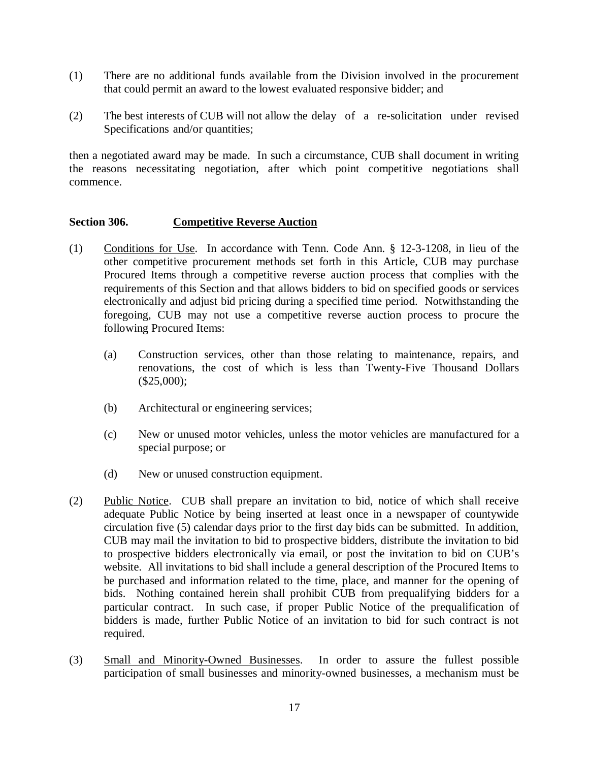(1) There are no additional funds available from the Division involved in the procurement that could permit an award to the lowest evaluated responsive bidder; and

(2) The best interests of CUB will not allow the delay of a re-solicitation under revised Specifications and/or quantities;

then a negotiated award may be made. In such a circumstance, CUB shall document in writing the reasons necessitating negotiation, after which point competitive negotiations shall commence.

**Section 306. <u>Competitive Reverse Auction</u>**

(1) <u>Conditions for Use</u>. In accordance with Tenn. Code Ann. § 12-3-1208, in lieu of the other competitive procurement methods set forth in this Article, CUB may purchase Procured Items through a competitive reverse auction process that complies with the requirements of this Section and that allows bidders to bid on specified goods or services electronically and adjust bid pricing during a specified time period. Notwithstanding the foregoing, CUB may not use a competitive reverse auction process to procure the following Procured Items:

   (a) Construction services, other than those relating to maintenance, repairs, and renovations, the cost of which is less than Twenty-Five Thousand Dollars ($25,000);

   (b) Architectural or engineering services;

   (c) New or unused motor vehicles, unless the motor vehicles are manufactured for a special purpose; or

   (d) New or unused construction equipment.

(2) <u>Public Notice</u>. CUB shall prepare an invitation to bid, notice of which shall receive adequate Public Notice by being inserted at least once in a newspaper of countywide circulation five (5) calendar days prior to the first day bids can be submitted. In addition, CUB may mail the invitation to bid to prospective bidders, distribute the invitation to bid to prospective bidders electronically via email, or post the invitation to bid on CUB's website. All invitations to bid shall include a general description of the Procured Items to be purchased and information related to the time, place, and manner for the opening of bids. Nothing contained herein shall prohibit CUB from prequalifying bidders for a particular contract. In such case, if proper Public Notice of the prequalification of bidders is made, further Public Notice of an invitation to bid for such contract is not required.

(3) <u>Small and Minority-Owned Businesses</u>. In order to assure the fullest possible participation of small businesses and minority-owned businesses, a mechanism must be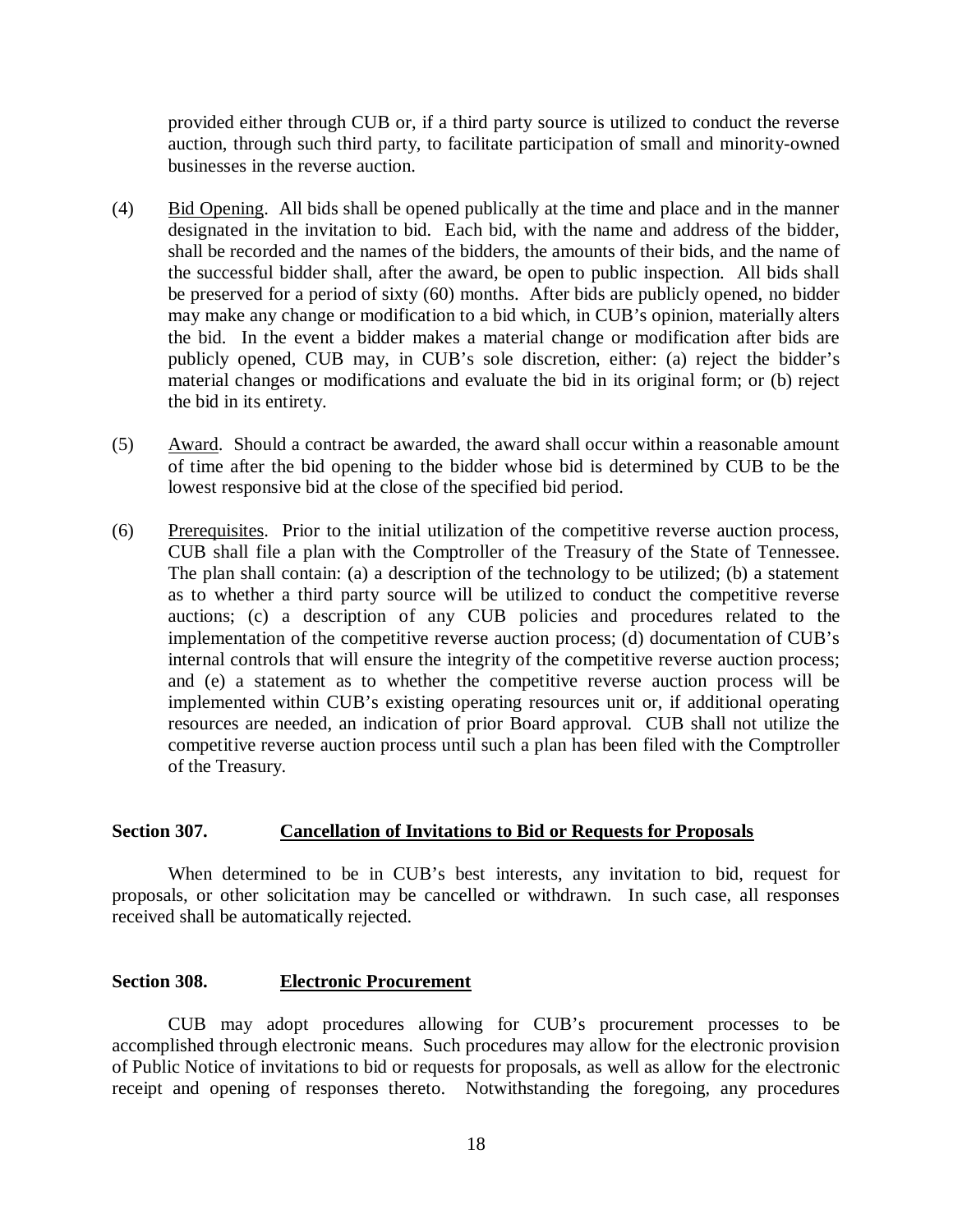provided either through CUB or, if a third party source is utilized to conduct the reverse auction, through such third party, to facilitate participation of small and minority-owned businesses in the reverse auction.

(4) Bid Opening. All bids shall be opened publically at the time and place and in the manner designated in the invitation to bid. Each bid, with the name and address of the bidder, shall be recorded and the names of the bidders, the amounts of their bids, and the name of the successful bidder shall, after the award, be open to public inspection. All bids shall be preserved for a period of sixty (60) months. After bids are publicly opened, no bidder may make any change or modification to a bid which, in CUB's opinion, materially alters the bid. In the event a bidder makes a material change or modification after bids are publicly opened, CUB may, in CUB's sole discretion, either: (a) reject the bidder's material changes or modifications and evaluate the bid in its original form; or (b) reject the bid in its entirety.

(5) Award. Should a contract be awarded, the award shall occur within a reasonable amount of time after the bid opening to the bidder whose bid is determined by CUB to be the lowest responsive bid at the close of the specified bid period.

(6) Prerequisites. Prior to the initial utilization of the competitive reverse auction process, CUB shall file a plan with the Comptroller of the Treasury of the State of Tennessee. The plan shall contain: (a) a description of the technology to be utilized; (b) a statement as to whether a third party source will be utilized to conduct the competitive reverse auctions; (c) a description of any CUB policies and procedures related to the implementation of the competitive reverse auction process; (d) documentation of CUB's internal controls that will ensure the integrity of the competitive reverse auction process; and (e) a statement as to whether the competitive reverse auction process will be implemented within CUB's existing operating resources unit or, if additional operating resources are needed, an indication of prior Board approval. CUB shall not utilize the competitive reverse auction process until such a plan has been filed with the Comptroller of the Treasury.

### Section 307. Cancellation of Invitations to Bid or Requests for Proposals

When determined to be in CUB's best interests, any invitation to bid, request for proposals, or other solicitation may be cancelled or withdrawn. In such case, all responses received shall be automatically rejected.

### Section 308. Electronic Procurement

CUB may adopt procedures allowing for CUB's procurement processes to be accomplished through electronic means. Such procedures may allow for the electronic provision of Public Notice of invitations to bid or requests for proposals, as well as allow for the electronic receipt and opening of responses thereto. Notwithstanding the foregoing, any procedures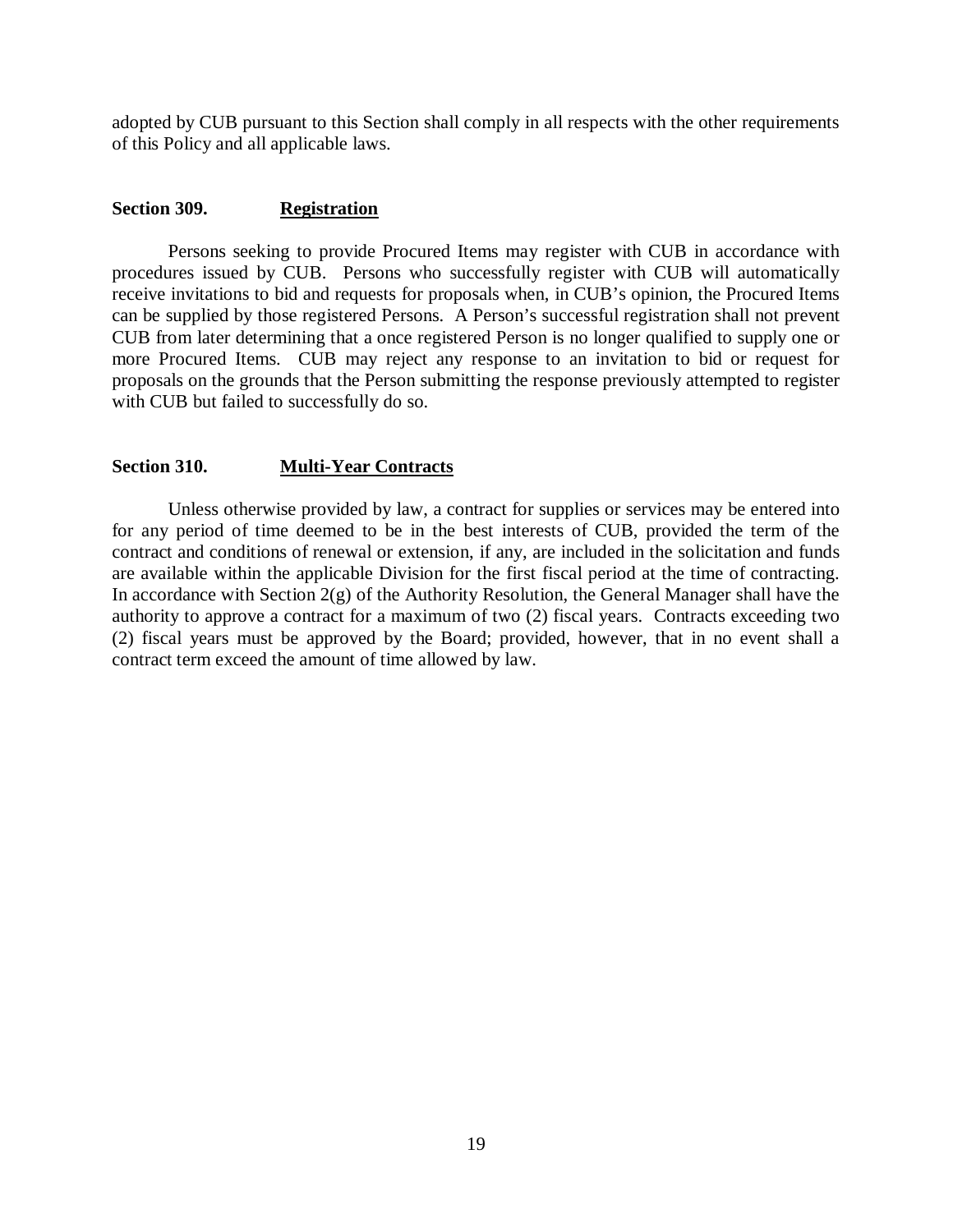adopted by CUB pursuant to this Section shall comply in all respects with the other requirements of this Policy and all applicable laws.

### Section 309. <u>Registration</u>

Persons seeking to provide Procured Items may register with CUB in accordance with procedures issued by CUB. Persons who successfully register with CUB will automatically receive invitations to bid and requests for proposals when, in CUB's opinion, the Procured Items can be supplied by those registered Persons. A Person's successful registration shall not prevent CUB from later determining that a once registered Person is no longer qualified to supply one or more Procured Items. CUB may reject any response to an invitation to bid or request for proposals on the grounds that the Person submitting the response previously attempted to register with CUB but failed to successfully do so.

### Section 310. <u>Multi-Year Contracts</u>

Unless otherwise provided by law, a contract for supplies or services may be entered into for any period of time deemed to be in the best interests of CUB, provided the term of the contract and conditions of renewal or extension, if any, are included in the solicitation and funds are available within the applicable Division for the first fiscal period at the time of contracting. In accordance with Section 2(g) of the Authority Resolution, the General Manager shall have the authority to approve a contract for a maximum of two (2) fiscal years. Contracts exceeding two (2) fiscal years must be approved by the Board; provided, however, that in no event shall a contract term exceed the amount of time allowed by law.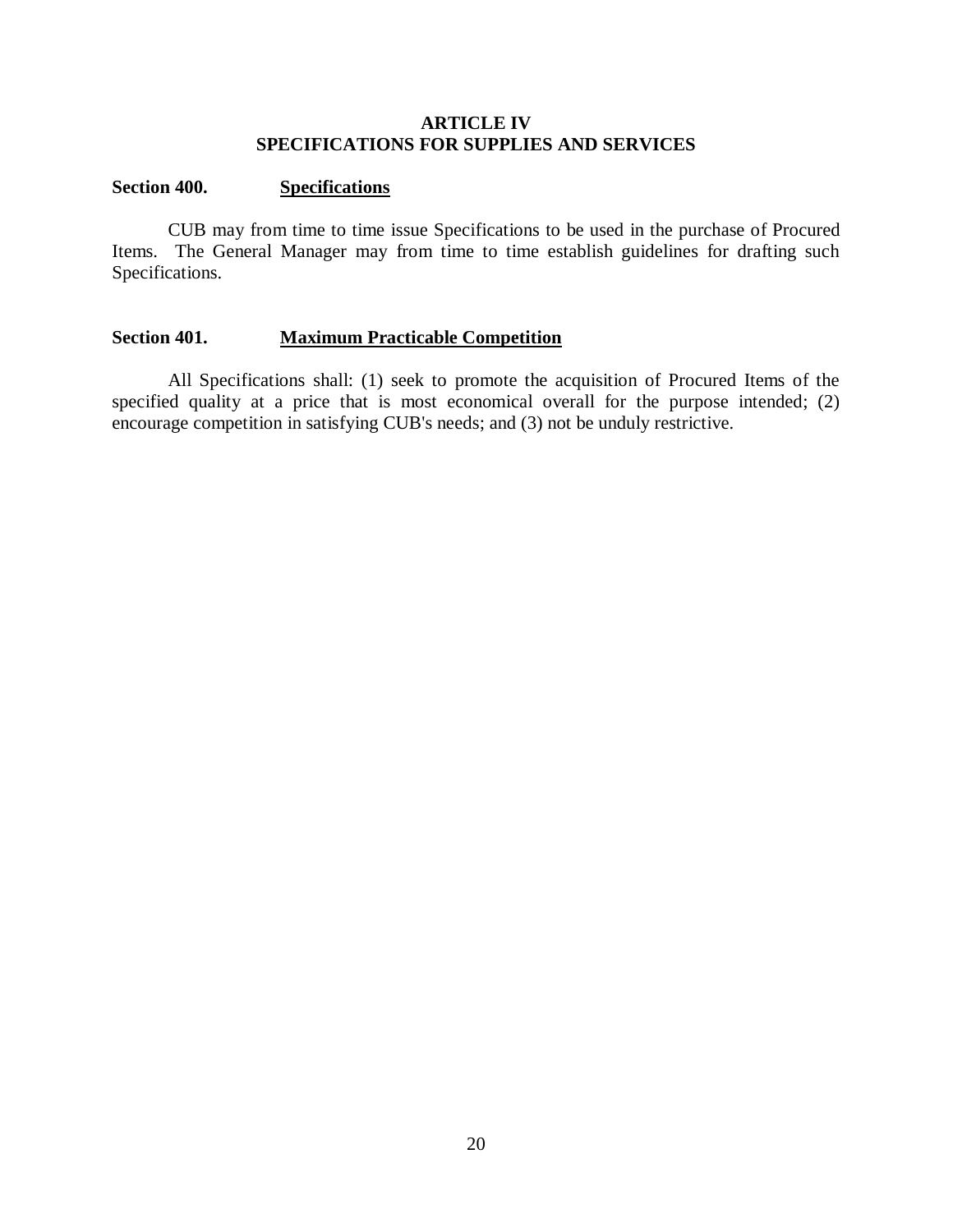## ARTICLE IV
## SPECIFICATIONS FOR SUPPLIES AND SERVICES

### Section 400. Specifications

CUB may from time to time issue Specifications to be used in the purchase of Procured Items. The General Manager may from time to time establish guidelines for drafting such Specifications.

### Section 401. Maximum Practicable Competition

All Specifications shall: (1) seek to promote the acquisition of Procured Items of the specified quality at a price that is most economical overall for the purpose intended; (2) encourage competition in satisfying CUB's needs; and (3) not be unduly restrictive.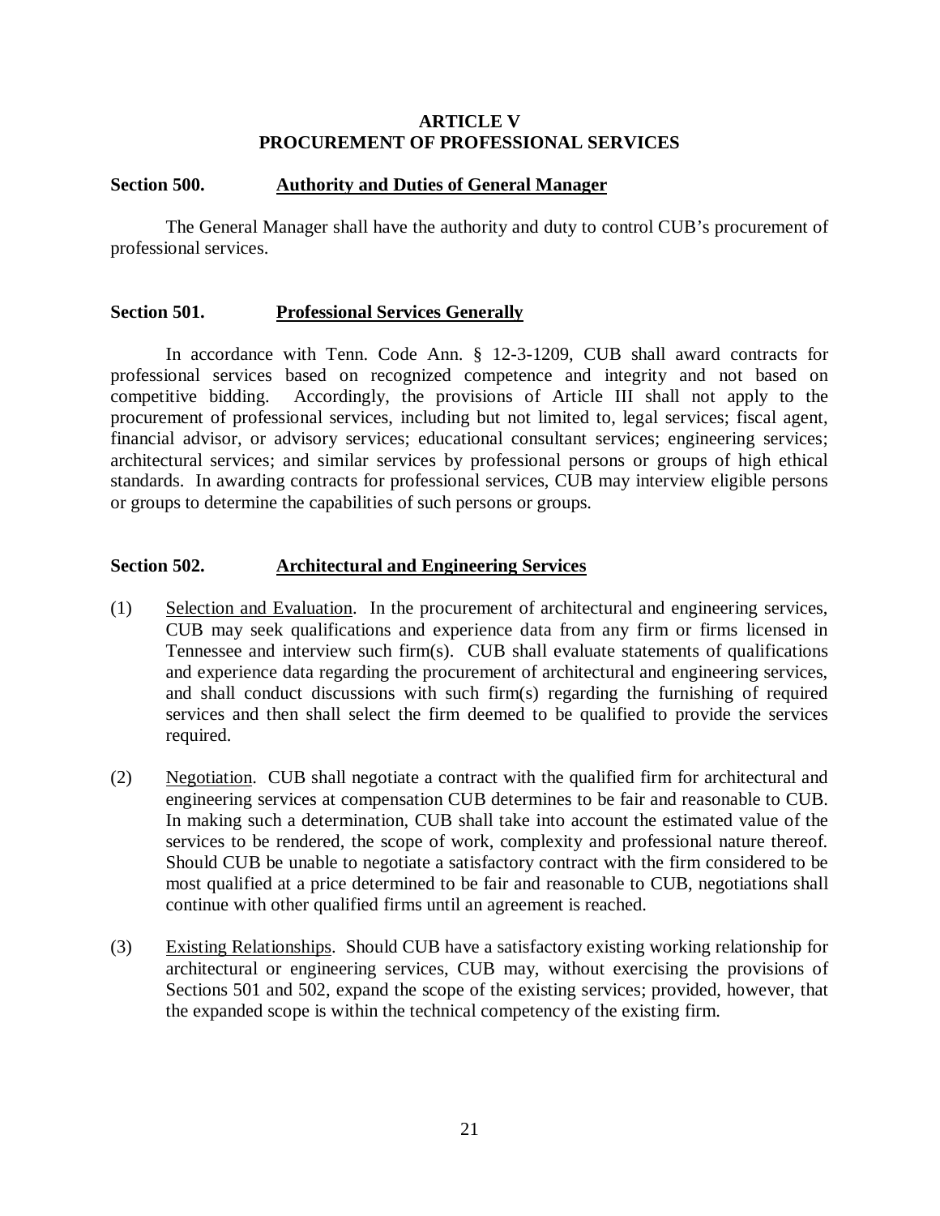# ARTICLE V
# PROCUREMENT OF PROFESSIONAL SERVICES

## Section 500. Authority and Duties of General Manager

The General Manager shall have the authority and duty to control CUB's procurement of professional services.

## Section 501. Professional Services Generally

In accordance with Tenn. Code Ann. § 12-3-1209, CUB shall award contracts for professional services based on recognized competence and integrity and not based on competitive bidding. Accordingly, the provisions of Article III shall not apply to the procurement of professional services, including but not limited to, legal services; fiscal agent, financial advisor, or advisory services; educational consultant services; engineering services; architectural services; and similar services by professional persons or groups of high ethical standards. In awarding contracts for professional services, CUB may interview eligible persons or groups to determine the capabilities of such persons or groups.

## Section 502. Architectural and Engineering Services

(1) Selection and Evaluation. In the procurement of architectural and engineering services, CUB may seek qualifications and experience data from any firm or firms licensed in Tennessee and interview such firm(s). CUB shall evaluate statements of qualifications and experience data regarding the procurement of architectural and engineering services, and shall conduct discussions with such firm(s) regarding the furnishing of required services and then shall select the firm deemed to be qualified to provide the services required.

(2) Negotiation. CUB shall negotiate a contract with the qualified firm for architectural and engineering services at compensation CUB determines to be fair and reasonable to CUB. In making such a determination, CUB shall take into account the estimated value of the services to be rendered, the scope of work, complexity and professional nature thereof. Should CUB be unable to negotiate a satisfactory contract with the firm considered to be most qualified at a price determined to be fair and reasonable to CUB, negotiations shall continue with other qualified firms until an agreement is reached.

(3) Existing Relationships. Should CUB have a satisfactory existing working relationship for architectural or engineering services, CUB may, without exercising the provisions of Sections 501 and 502, expand the scope of the existing services; provided, however, that the expanded scope is within the technical competency of the existing firm.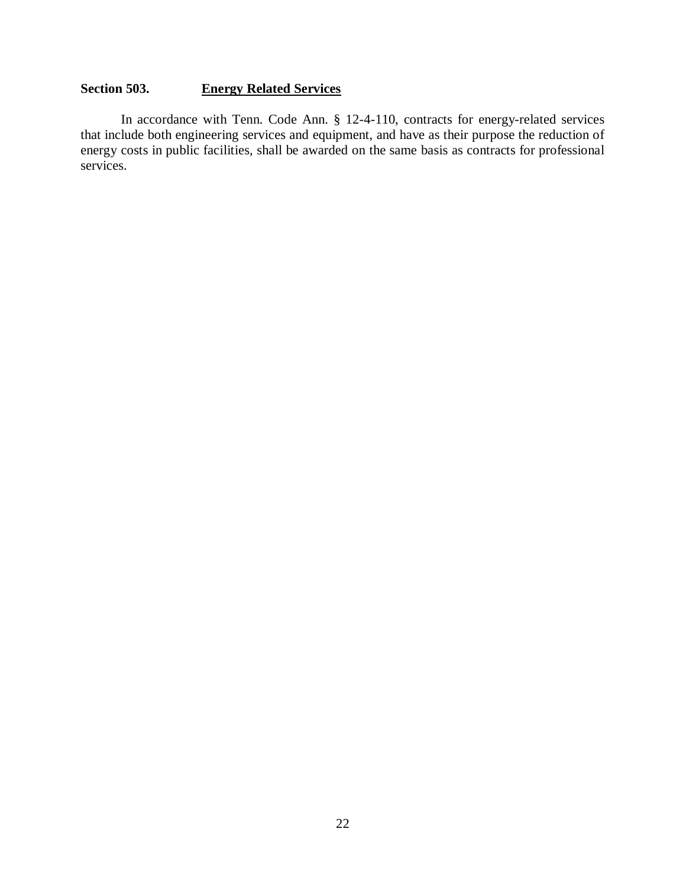**Section 503. Energy Related Services**

In accordance with Tenn. Code Ann. § 12-4-110, contracts for energy-related services that include both engineering services and equipment, and have as their purpose the reduction of energy costs in public facilities, shall be awarded on the same basis as contracts for professional services.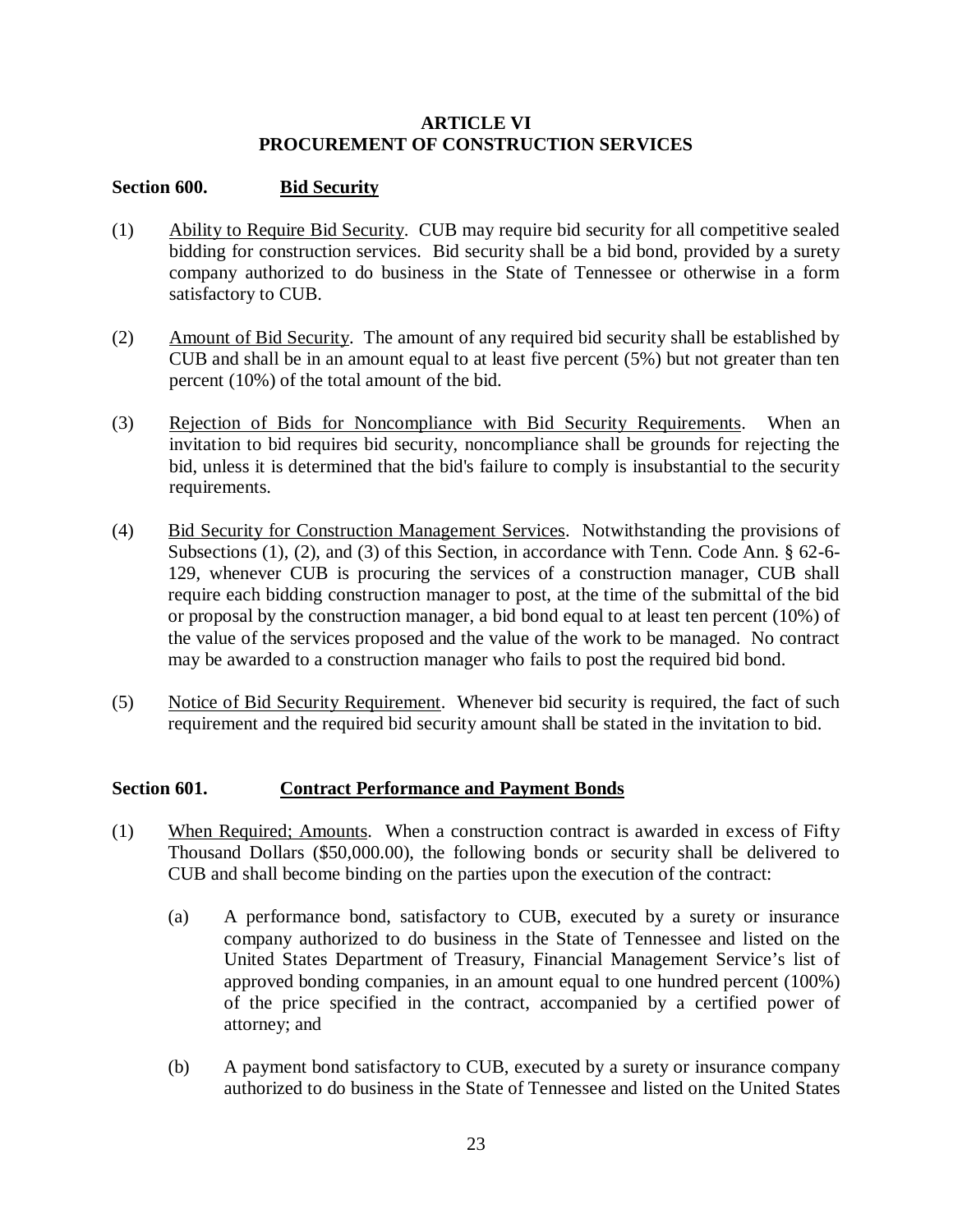# ARTICLE VI
# PROCUREMENT OF CONSTRUCTION SERVICES

## Section 600. Bid Security

(1) Ability to Require Bid Security. CUB may require bid security for all competitive sealed bidding for construction services. Bid security shall be a bid bond, provided by a surety company authorized to do business in the State of Tennessee or otherwise in a form satisfactory to CUB.

(2) Amount of Bid Security. The amount of any required bid security shall be established by CUB and shall be in an amount equal to at least five percent (5%) but not greater than ten percent (10%) of the total amount of the bid.

(3) Rejection of Bids for Noncompliance with Bid Security Requirements. When an invitation to bid requires bid security, noncompliance shall be grounds for rejecting the bid, unless it is determined that the bid's failure to comply is insubstantial to the security requirements.

(4) Bid Security for Construction Management Services. Notwithstanding the provisions of Subsections (1), (2), and (3) of this Section, in accordance with Tenn. Code Ann. § 62-6-129, whenever CUB is procuring the services of a construction manager, CUB shall require each bidding construction manager to post, at the time of the submittal of the bid or proposal by the construction manager, a bid bond equal to at least ten percent (10%) of the value of the services proposed and the value of the work to be managed. No contract may be awarded to a construction manager who fails to post the required bid bond.

(5) Notice of Bid Security Requirement. Whenever bid security is required, the fact of such requirement and the required bid security amount shall be stated in the invitation to bid.

## Section 601. Contract Performance and Payment Bonds

(1) When Required; Amounts. When a construction contract is awarded in excess of Fifty Thousand Dollars ($50,000.00), the following bonds or security shall be delivered to CUB and shall become binding on the parties upon the execution of the contract:

   (a) A performance bond, satisfactory to CUB, executed by a surety or insurance company authorized to do business in the State of Tennessee and listed on the United States Department of Treasury, Financial Management Service's list of approved bonding companies, in an amount equal to one hundred percent (100%) of the price specified in the contract, accompanied by a certified power of attorney; and

   (b) A payment bond satisfactory to CUB, executed by a surety or insurance company authorized to do business in the State of Tennessee and listed on the United States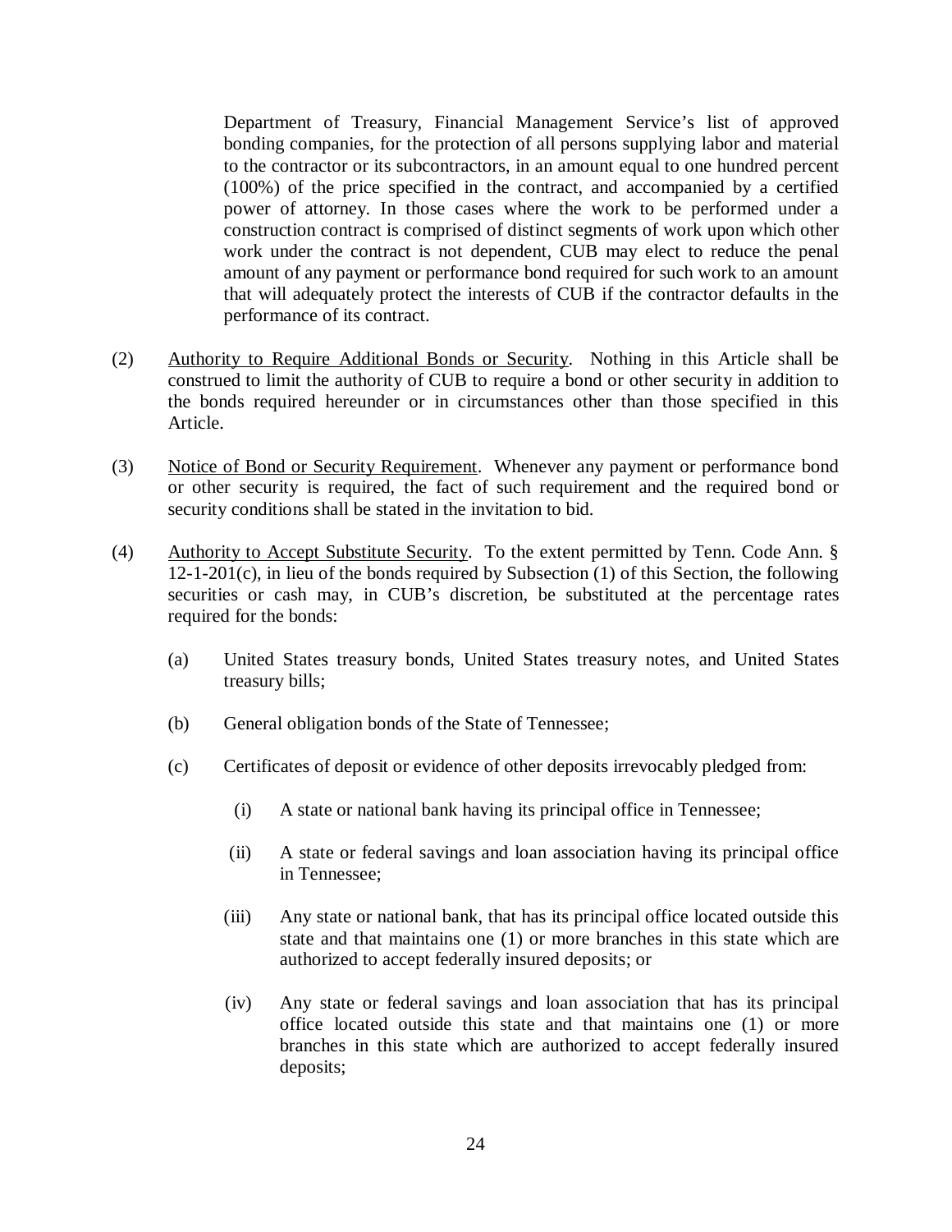Department of Treasury, Financial Management Service's list of approved bonding companies, for the protection of all persons supplying labor and material to the contractor or its subcontractors, in an amount equal to one hundred percent (100%) of the price specified in the contract, and accompanied by a certified power of attorney. In those cases where the work to be performed under a construction contract is comprised of distinct segments of work upon which other work under the contract is not dependent, CUB may elect to reduce the penal amount of any payment or performance bond required for such work to an amount that will adequately protect the interests of CUB if the contractor defaults in the performance of its contract.

(2) Authority to Require Additional Bonds or Security. Nothing in this Article shall be construed to limit the authority of CUB to require a bond or other security in addition to the bonds required hereunder or in circumstances other than those specified in this Article.

(3) Notice of Bond or Security Requirement. Whenever any payment or performance bond or other security is required, the fact of such requirement and the required bond or security conditions shall be stated in the invitation to bid.

(4) Authority to Accept Substitute Security. To the extent permitted by Tenn. Code Ann. § 12-1-201(c), in lieu of the bonds required by Subsection (1) of this Section, the following securities or cash may, in CUB's discretion, be substituted at the percentage rates required for the bonds:

   (a) United States treasury bonds, United States treasury notes, and United States treasury bills;

   (b) General obligation bonds of the State of Tennessee;

   (c) Certificates of deposit or evidence of other deposits irrevocably pledged from:

      (i) A state or national bank having its principal office in Tennessee;

      (ii) A state or federal savings and loan association having its principal office in Tennessee;

      (iii) Any state or national bank, that has its principal office located outside this state and that maintains one (1) or more branches in this state which are authorized to accept federally insured deposits; or

      (iv) Any state or federal savings and loan association that has its principal office located outside this state and that maintains one (1) or more branches in this state which are authorized to accept federally insured deposits;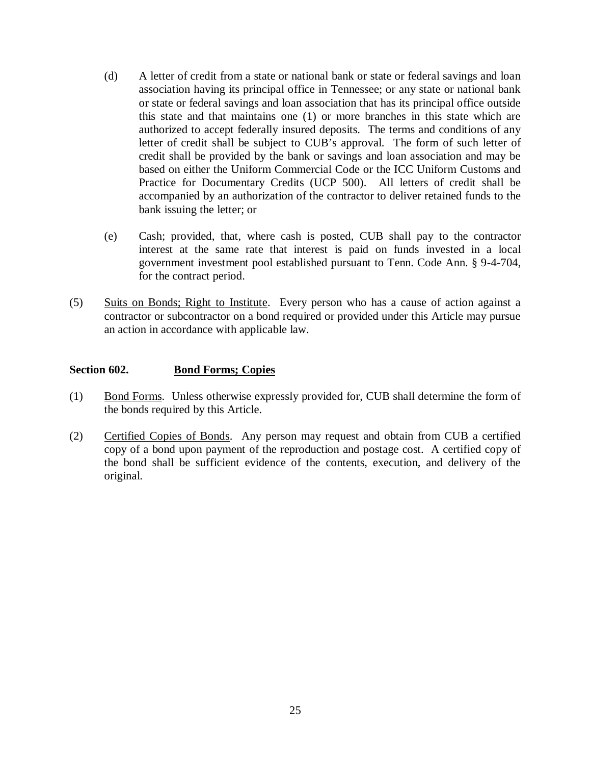(d) A letter of credit from a state or national bank or state or federal savings and loan association having its principal office in Tennessee; or any state or national bank or state or federal savings and loan association that has its principal office outside this state and that maintains one (1) or more branches in this state which are authorized to accept federally insured deposits. The terms and conditions of any letter of credit shall be subject to CUB's approval. The form of such letter of credit shall be provided by the bank or savings and loan association and may be based on either the Uniform Commercial Code or the ICC Uniform Customs and Practice for Documentary Credits (UCP 500). All letters of credit shall be accompanied by an authorization of the contractor to deliver retained funds to the bank issuing the letter; or

(e) Cash; provided, that, where cash is posted, CUB shall pay to the contractor interest at the same rate that interest is paid on funds invested in a local government investment pool established pursuant to Tenn. Code Ann. § 9-4-704, for the contract period.

(5) Suits on Bonds; Right to Institute. Every person who has a cause of action against a contractor or subcontractor on a bond required or provided under this Article may pursue an action in accordance with applicable law.

**Section 602. Bond Forms; Copies**

(1) Bond Forms. Unless otherwise expressly provided for, CUB shall determine the form of the bonds required by this Article.

(2) Certified Copies of Bonds. Any person may request and obtain from CUB a certified copy of a bond upon payment of the reproduction and postage cost. A certified copy of the bond shall be sufficient evidence of the contents, execution, and delivery of the original.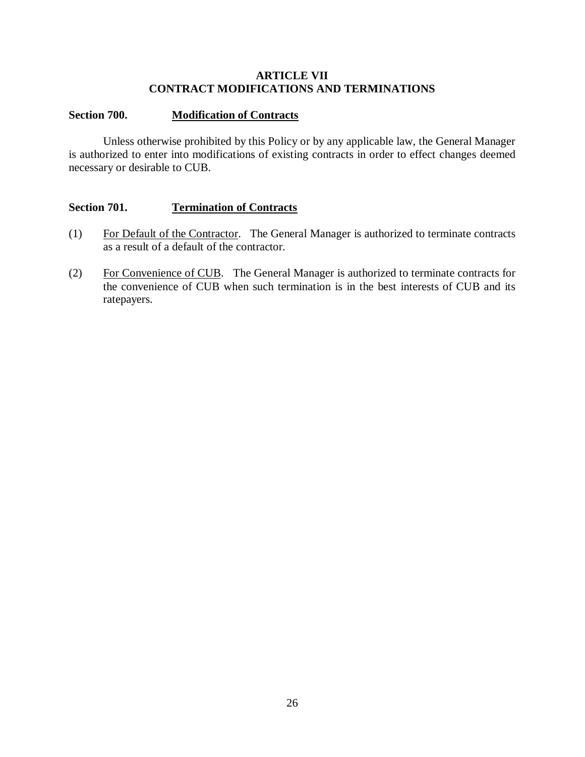## ARTICLE VII
## CONTRACT MODIFICATIONS AND TERMINATIONS

### Section 700. Modification of Contracts

Unless otherwise prohibited by this Policy or by any applicable law, the General Manager is authorized to enter into modifications of existing contracts in order to effect changes deemed necessary or desirable to CUB.

### Section 701. Termination of Contracts

(1) For Default of the Contractor. The General Manager is authorized to terminate contracts as a result of a default of the contractor.

(2) For Convenience of CUB. The General Manager is authorized to terminate contracts for the convenience of CUB when such termination is in the best interests of CUB and its ratepayers.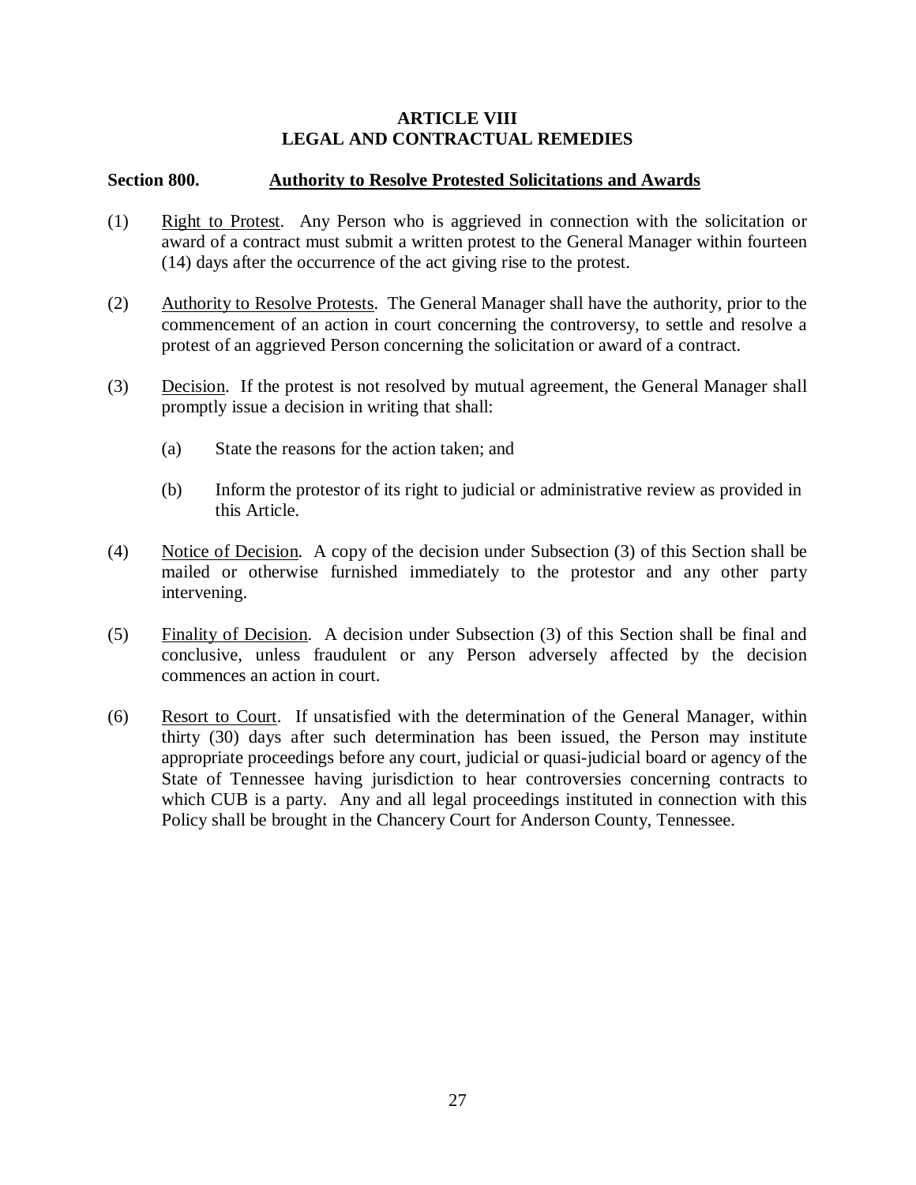# ARTICLE VIII
# LEGAL AND CONTRACTUAL REMEDIES

## Section 800. Authority to Resolve Protested Solicitations and Awards

(1) Right to Protest. Any Person who is aggrieved in connection with the solicitation or award of a contract must submit a written protest to the General Manager within fourteen (14) days after the occurrence of the act giving rise to the protest.

(2) Authority to Resolve Protests. The General Manager shall have the authority, prior to the commencement of an action in court concerning the controversy, to settle and resolve a protest of an aggrieved Person concerning the solicitation or award of a contract.

(3) Decision. If the protest is not resolved by mutual agreement, the General Manager shall promptly issue a decision in writing that shall:

   (a) State the reasons for the action taken; and

   (b) Inform the protestor of its right to judicial or administrative review as provided in this Article.

(4) Notice of Decision. A copy of the decision under Subsection (3) of this Section shall be mailed or otherwise furnished immediately to the protestor and any other party intervening.

(5) Finality of Decision. A decision under Subsection (3) of this Section shall be final and conclusive, unless fraudulent or any Person adversely affected by the decision commences an action in court.

(6) Resort to Court. If unsatisfied with the determination of the General Manager, within thirty (30) days after such determination has been issued, the Person may institute appropriate proceedings before any court, judicial or quasi-judicial board or agency of the State of Tennessee having jurisdiction to hear controversies concerning contracts to which CUB is a party. Any and all legal proceedings instituted in connection with this Policy shall be brought in the Chancery Court for Anderson County, Tennessee.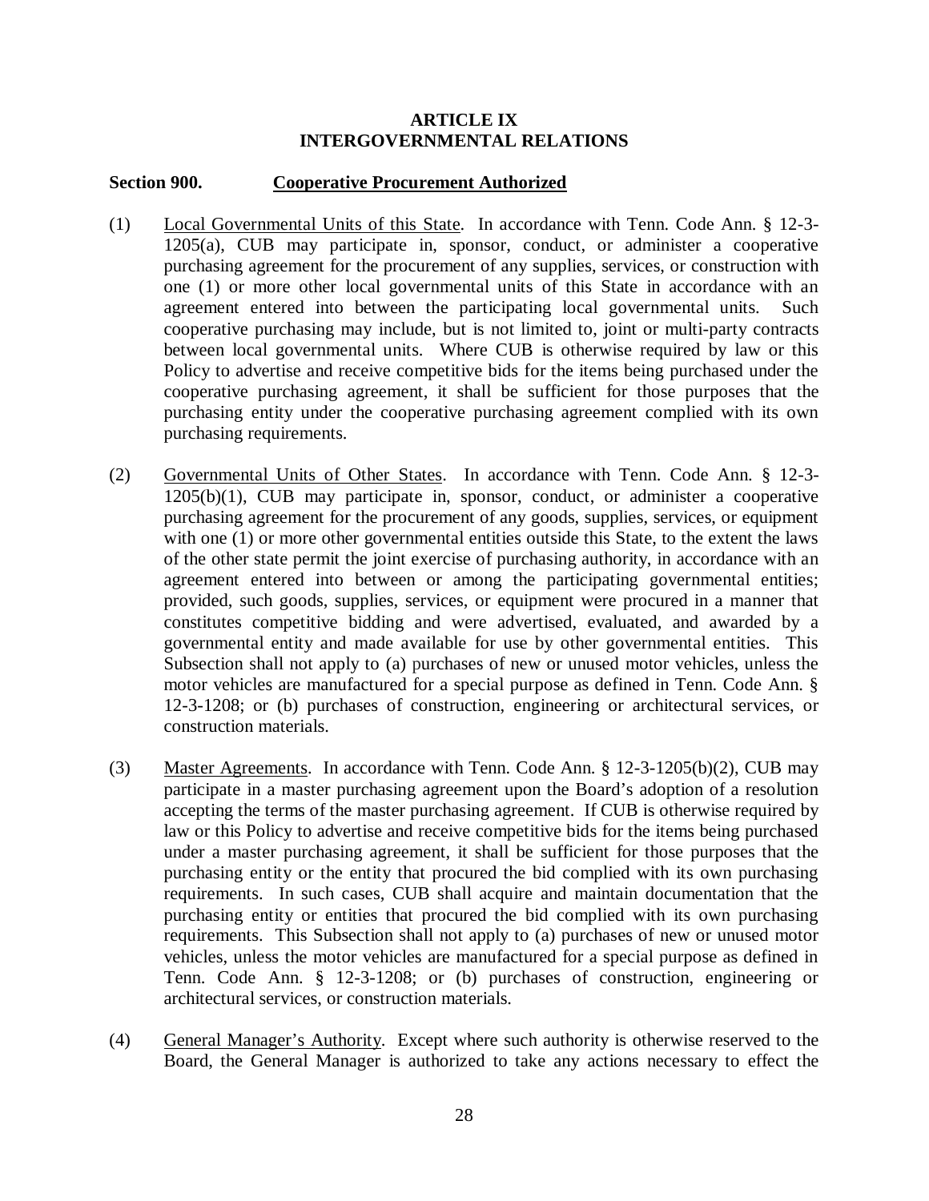# ARTICLE IX
# INTERGOVERNMENTAL RELATIONS

## Section 900. Cooperative Procurement Authorized

(1) Local Governmental Units of this State. In accordance with Tenn. Code Ann. § 12-3-1205(a), CUB may participate in, sponsor, conduct, or administer a cooperative purchasing agreement for the procurement of any supplies, services, or construction with one (1) or more other local governmental units of this State in accordance with an agreement entered into between the participating local governmental units. Such cooperative purchasing may include, but is not limited to, joint or multi-party contracts between local governmental units. Where CUB is otherwise required by law or this Policy to advertise and receive competitive bids for the items being purchased under the cooperative purchasing agreement, it shall be sufficient for those purposes that the purchasing entity under the cooperative purchasing agreement complied with its own purchasing requirements.

(2) Governmental Units of Other States. In accordance with Tenn. Code Ann. § 12-3-1205(b)(1), CUB may participate in, sponsor, conduct, or administer a cooperative purchasing agreement for the procurement of any goods, supplies, services, or equipment with one (1) or more other governmental entities outside this State, to the extent the laws of the other state permit the joint exercise of purchasing authority, in accordance with an agreement entered into between or among the participating governmental entities; provided, such goods, supplies, services, or equipment were procured in a manner that constitutes competitive bidding and were advertised, evaluated, and awarded by a governmental entity and made available for use by other governmental entities. This Subsection shall not apply to (a) purchases of new or unused motor vehicles, unless the motor vehicles are manufactured for a special purpose as defined in Tenn. Code Ann. § 12-3-1208; or (b) purchases of construction, engineering or architectural services, or construction materials.

(3) Master Agreements. In accordance with Tenn. Code Ann. § 12-3-1205(b)(2), CUB may participate in a master purchasing agreement upon the Board's adoption of a resolution accepting the terms of the master purchasing agreement. If CUB is otherwise required by law or this Policy to advertise and receive competitive bids for the items being purchased under a master purchasing agreement, it shall be sufficient for those purposes that the purchasing entity or the entity that procured the bid complied with its own purchasing requirements. In such cases, CUB shall acquire and maintain documentation that the purchasing entity or entities that procured the bid complied with its own purchasing requirements. This Subsection shall not apply to (a) purchases of new or unused motor vehicles, unless the motor vehicles are manufactured for a special purpose as defined in Tenn. Code Ann. § 12-3-1208; or (b) purchases of construction, engineering or architectural services, or construction materials.

(4) General Manager's Authority. Except where such authority is otherwise reserved to the Board, the General Manager is authorized to take any actions necessary to effect the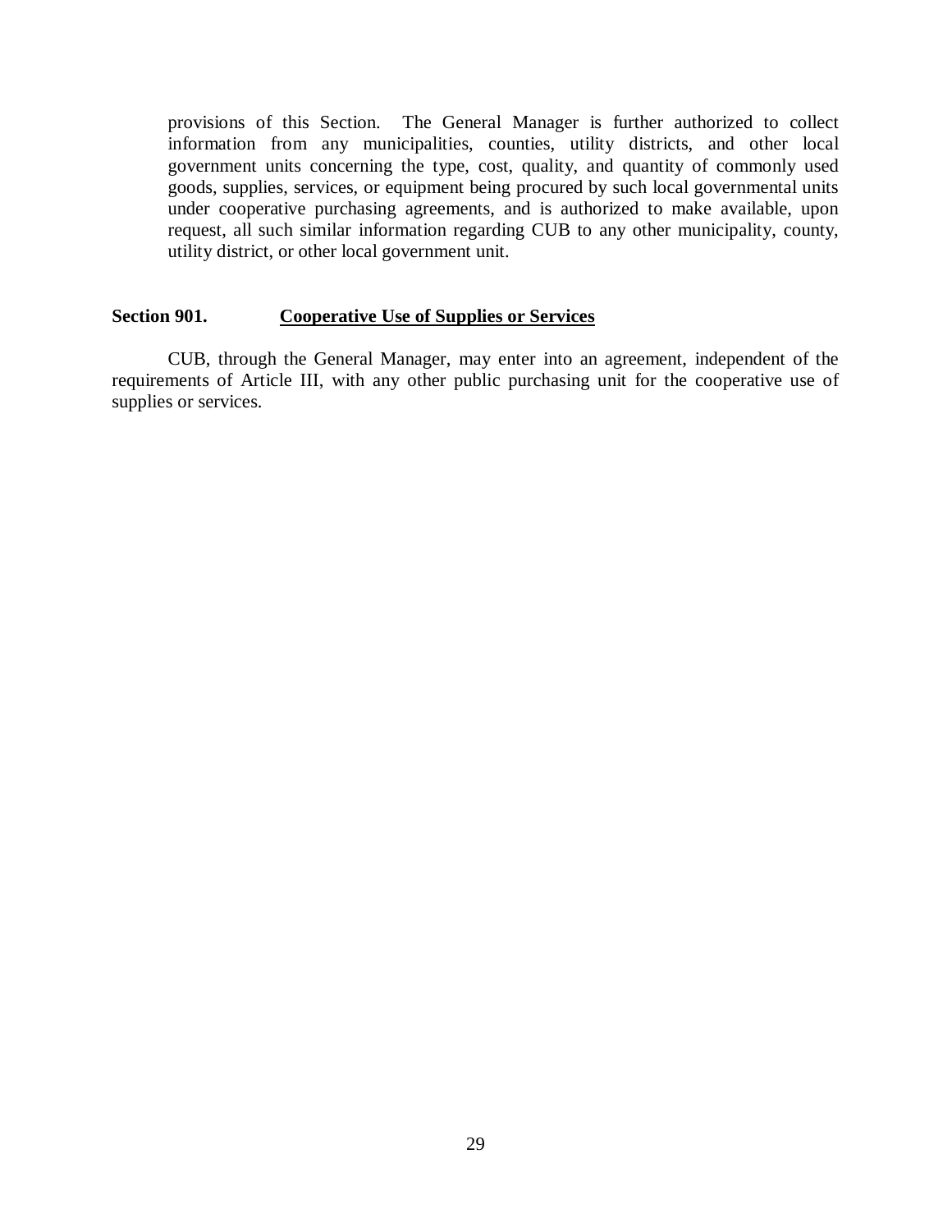provisions of this Section. The General Manager is further authorized to collect information from any municipalities, counties, utility districts, and other local government units concerning the type, cost, quality, and quantity of commonly used goods, supplies, services, or equipment being procured by such local governmental units under cooperative purchasing agreements, and is authorized to make available, upon request, all such similar information regarding CUB to any other municipality, county, utility district, or other local government unit.

**Section 901. Cooperative Use of Supplies or Services**

CUB, through the General Manager, may enter into an agreement, independent of the requirements of Article III, with any other public purchasing unit for the cooperative use of supplies or services.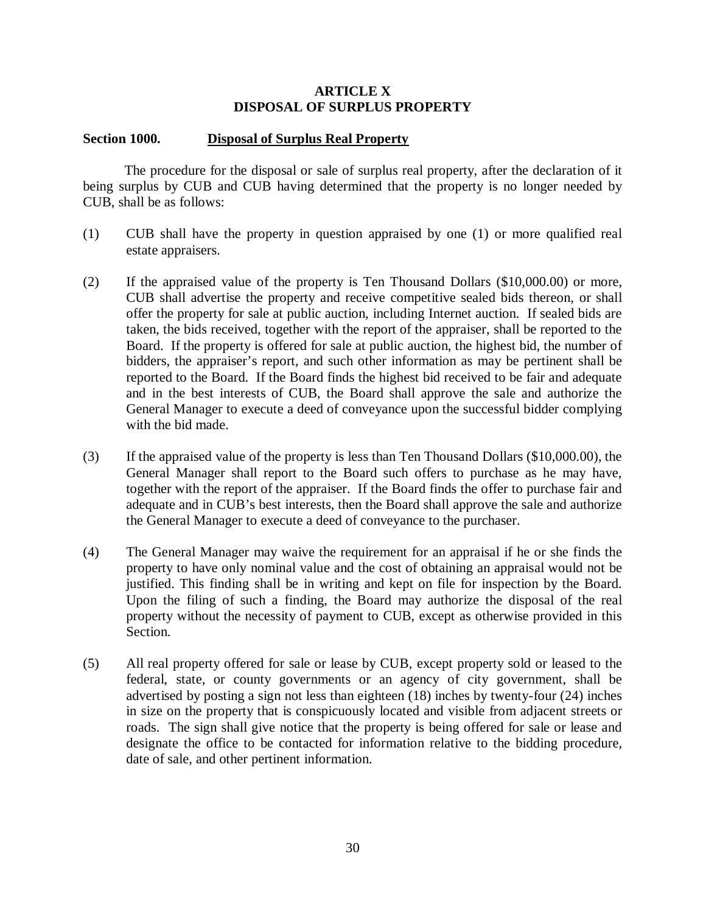# ARTICLE X
# DISPOSAL OF SURPLUS PROPERTY

**Section 1000.** **Disposal of Surplus Real Property**

The procedure for the disposal or sale of surplus real property, after the declaration of it being surplus by CUB and CUB having determined that the property is no longer needed by CUB, shall be as follows:

(1) CUB shall have the property in question appraised by one (1) or more qualified real estate appraisers.

(2) If the appraised value of the property is Ten Thousand Dollars ($10,000.00) or more, CUB shall advertise the property and receive competitive sealed bids thereon, or shall offer the property for sale at public auction, including Internet auction. If sealed bids are taken, the bids received, together with the report of the appraiser, shall be reported to the Board. If the property is offered for sale at public auction, the highest bid, the number of bidders, the appraiser's report, and such other information as may be pertinent shall be reported to the Board. If the Board finds the highest bid received to be fair and adequate and in the best interests of CUB, the Board shall approve the sale and authorize the General Manager to execute a deed of conveyance upon the successful bidder complying with the bid made.

(3) If the appraised value of the property is less than Ten Thousand Dollars ($10,000.00), the General Manager shall report to the Board such offers to purchase as he may have, together with the report of the appraiser. If the Board finds the offer to purchase fair and adequate and in CUB's best interests, then the Board shall approve the sale and authorize the General Manager to execute a deed of conveyance to the purchaser.

(4) The General Manager may waive the requirement for an appraisal if he or she finds the property to have only nominal value and the cost of obtaining an appraisal would not be justified. This finding shall be in writing and kept on file for inspection by the Board. Upon the filing of such a finding, the Board may authorize the disposal of the real property without the necessity of payment to CUB, except as otherwise provided in this Section.

(5) All real property offered for sale or lease by CUB, except property sold or leased to the federal, state, or county governments or an agency of city government, shall be advertised by posting a sign not less than eighteen (18) inches by twenty-four (24) inches in size on the property that is conspicuously located and visible from adjacent streets or roads. The sign shall give notice that the property is being offered for sale or lease and designate the office to be contacted for information relative to the bidding procedure, date of sale, and other pertinent information.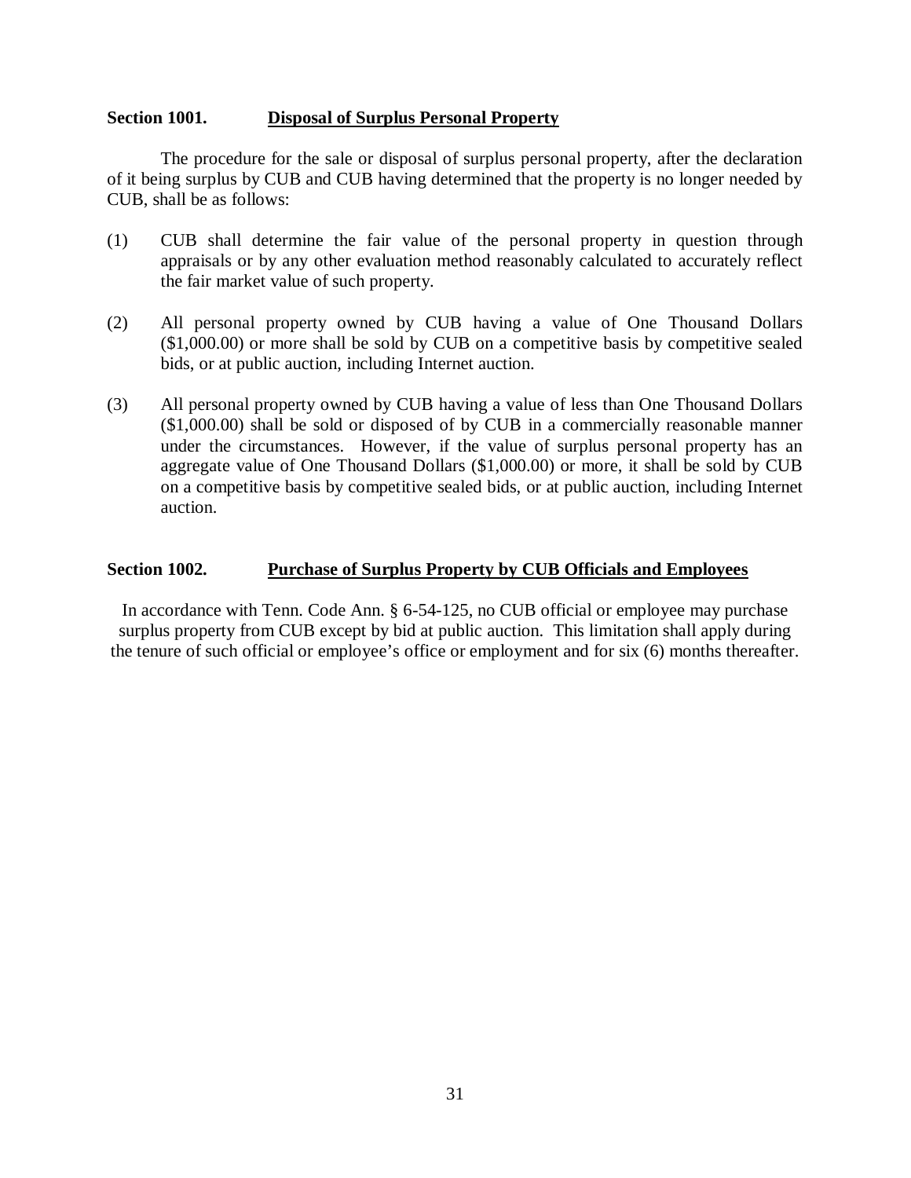**Section 1001. Disposal of Surplus Personal Property**

The procedure for the sale or disposal of surplus personal property, after the declaration of it being surplus by CUB and CUB having determined that the property is no longer needed by CUB, shall be as follows:

(1) CUB shall determine the fair value of the personal property in question through appraisals or by any other evaluation method reasonably calculated to accurately reflect the fair market value of such property.

(2) All personal property owned by CUB having a value of One Thousand Dollars ($1,000.00) or more shall be sold by CUB on a competitive basis by competitive sealed bids, or at public auction, including Internet auction.

(3) All personal property owned by CUB having a value of less than One Thousand Dollars ($1,000.00) shall be sold or disposed of by CUB in a commercially reasonable manner under the circumstances. However, if the value of surplus personal property has an aggregate value of One Thousand Dollars ($1,000.00) or more, it shall be sold by CUB on a competitive basis by competitive sealed bids, or at public auction, including Internet auction.

**Section 1002. Purchase of Surplus Property by CUB Officials and Employees**

In accordance with Tenn. Code Ann. § 6-54-125, no CUB official or employee may purchase surplus property from CUB except by bid at public auction. This limitation shall apply during the tenure of such official or employee's office or employment and for six (6) months thereafter.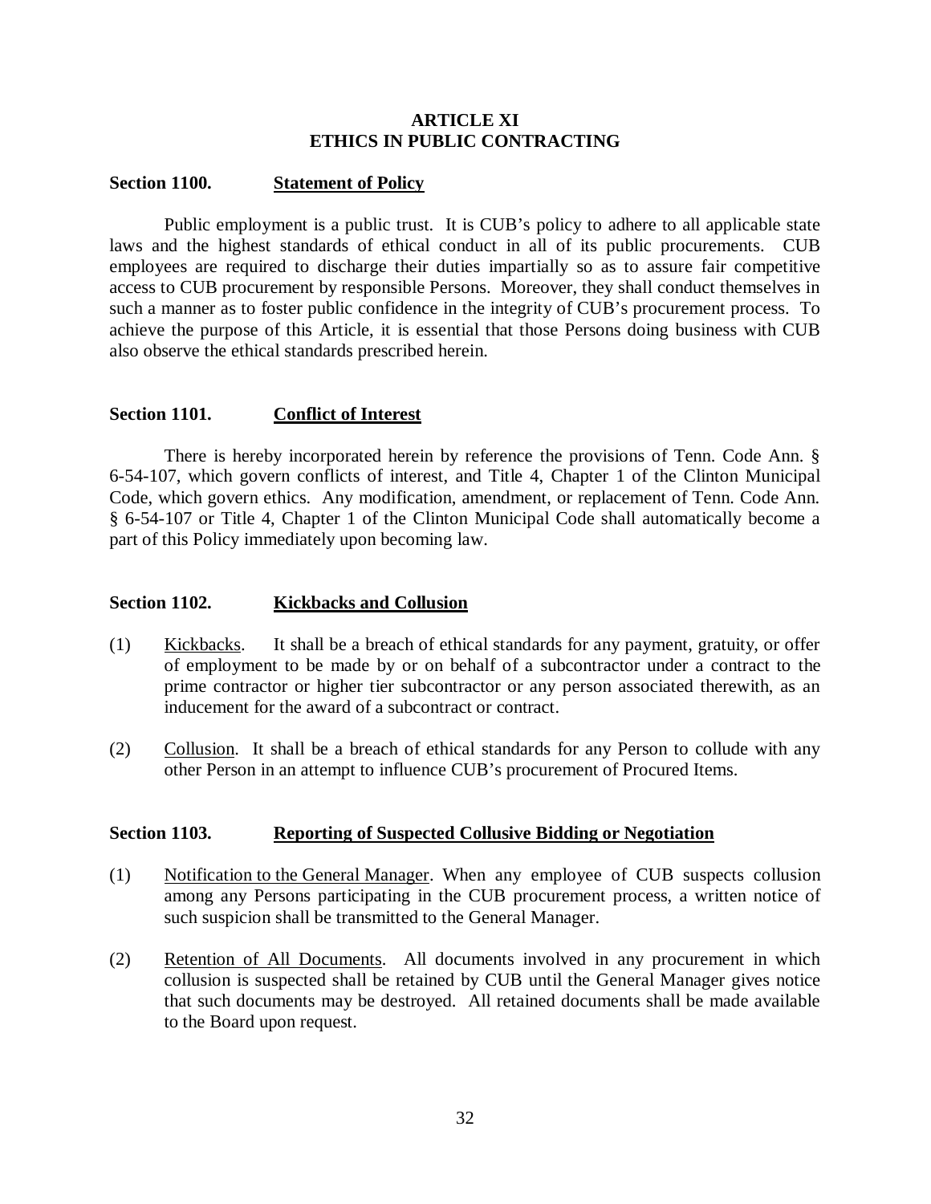# ARTICLE XI
# ETHICS IN PUBLIC CONTRACTING

## Section 1100. <u>Statement of Policy</u>

Public employment is a public trust. It is CUB's policy to adhere to all applicable state laws and the highest standards of ethical conduct in all of its public procurements. CUB employees are required to discharge their duties impartially so as to assure fair competitive access to CUB procurement by responsible Persons. Moreover, they shall conduct themselves in such a manner as to foster public confidence in the integrity of CUB's procurement process. To achieve the purpose of this Article, it is essential that those Persons doing business with CUB also observe the ethical standards prescribed herein.

## Section 1101. <u>Conflict of Interest</u>

There is hereby incorporated herein by reference the provisions of Tenn. Code Ann. § 6-54-107, which govern conflicts of interest, and Title 4, Chapter 1 of the Clinton Municipal Code, which govern ethics. Any modification, amendment, or replacement of Tenn. Code Ann. § 6-54-107 or Title 4, Chapter 1 of the Clinton Municipal Code shall automatically become a part of this Policy immediately upon becoming law.

## Section 1102. <u>Kickbacks and Collusion</u>

(1) <u>Kickbacks</u>. It shall be a breach of ethical standards for any payment, gratuity, or offer of employment to be made by or on behalf of a subcontractor under a contract to the prime contractor or higher tier subcontractor or any person associated therewith, as an inducement for the award of a subcontract or contract.

(2) <u>Collusion</u>. It shall be a breach of ethical standards for any Person to collude with any other Person in an attempt to influence CUB's procurement of Procured Items.

## Section 1103. <u>Reporting of Suspected Collusive Bidding or Negotiation</u>

(1) <u>Notification to the General Manager</u>. When any employee of CUB suspects collusion among any Persons participating in the CUB procurement process, a written notice of such suspicion shall be transmitted to the General Manager.

(2) <u>Retention of All Documents</u>. All documents involved in any procurement in which collusion is suspected shall be retained by CUB until the General Manager gives notice that such documents may be destroyed. All retained documents shall be made available to the Board upon request.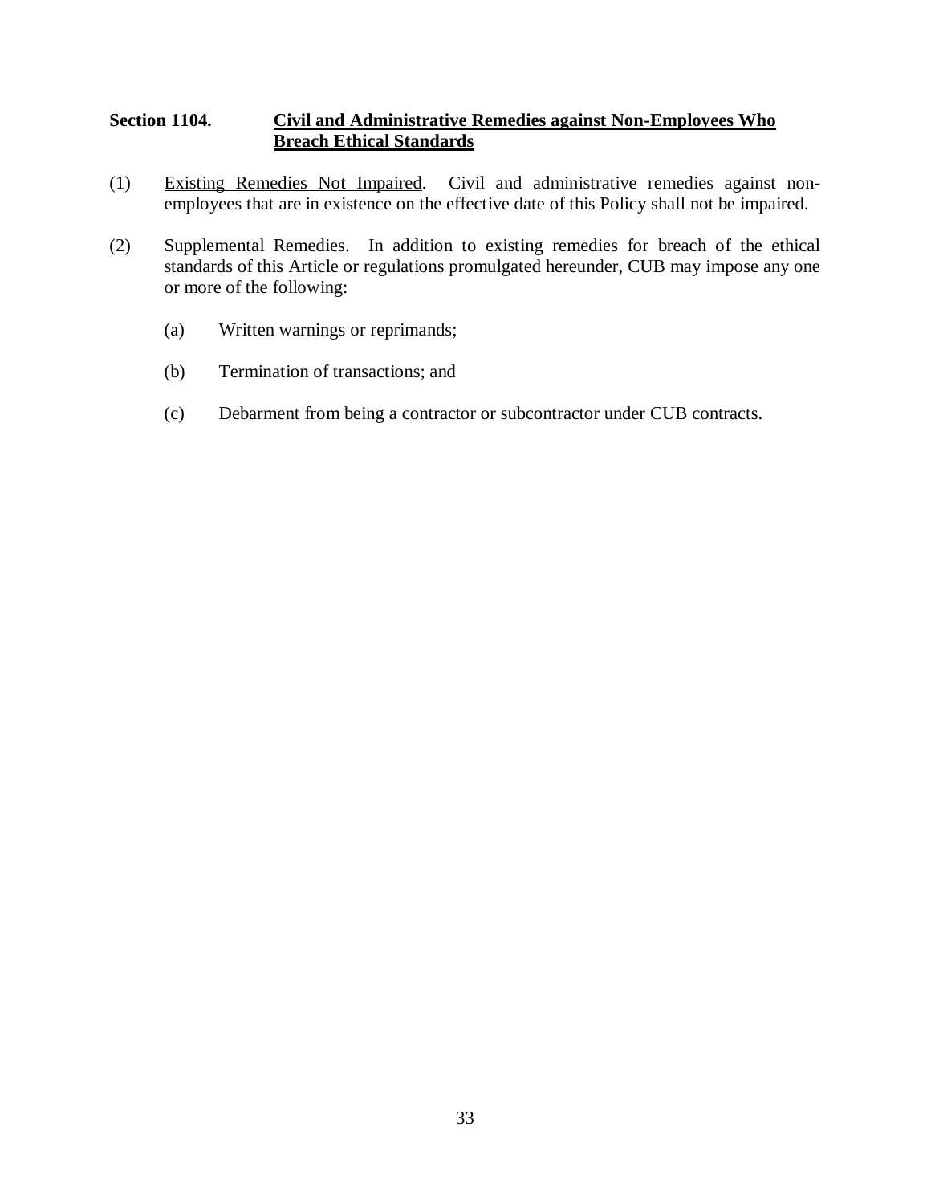### Section 1104. Civil and Administrative Remedies against Non-Employees Who Breach Ethical Standards

(1) Existing Remedies Not Impaired. Civil and administrative remedies against non-employees that are in existence on the effective date of this Policy shall not be impaired.

(2) Supplemental Remedies. In addition to existing remedies for breach of the ethical standards of this Article or regulations promulgated hereunder, CUB may impose any one or more of the following:

(a) Written warnings or reprimands;

(b) Termination of transactions; and

(c) Debarment from being a contractor or subcontractor under CUB contracts.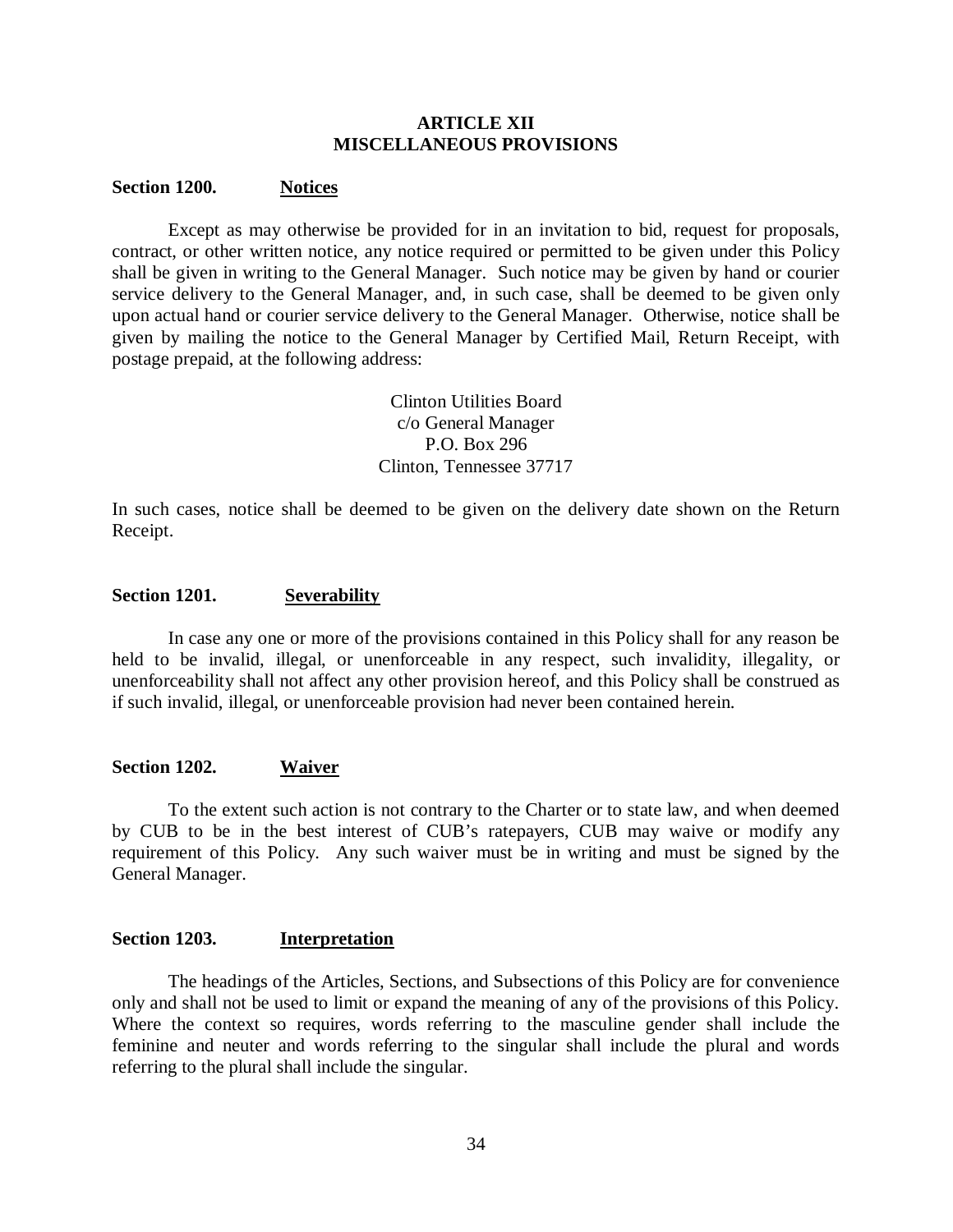## ARTICLE XII
## MISCELLANEOUS PROVISIONS

**Section 1200. Notices**

Except as may otherwise be provided for in an invitation to bid, request for proposals, contract, or other written notice, any notice required or permitted to be given under this Policy shall be given in writing to the General Manager. Such notice may be given by hand or courier service delivery to the General Manager, and, in such case, shall be deemed to be given only upon actual hand or courier service delivery to the General Manager. Otherwise, notice shall be given by mailing the notice to the General Manager by Certified Mail, Return Receipt, with postage prepaid, at the following address:

Clinton Utilities Board
c/o General Manager
P.O. Box 296
Clinton, Tennessee 37717

In such cases, notice shall be deemed to be given on the delivery date shown on the Return Receipt.

**Section 1201. Severability**

In case any one or more of the provisions contained in this Policy shall for any reason be held to be invalid, illegal, or unenforceable in any respect, such invalidity, illegality, or unenforceability shall not affect any other provision hereof, and this Policy shall be construed as if such invalid, illegal, or unenforceable provision had never been contained herein.

**Section 1202. Waiver**

To the extent such action is not contrary to the Charter or to state law, and when deemed by CUB to be in the best interest of CUB's ratepayers, CUB may waive or modify any requirement of this Policy. Any such waiver must be in writing and must be signed by the General Manager.

**Section 1203. Interpretation**

The headings of the Articles, Sections, and Subsections of this Policy are for convenience only and shall not be used to limit or expand the meaning of any of the provisions of this Policy. Where the context so requires, words referring to the masculine gender shall include the feminine and neuter and words referring to the singular shall include the plural and words referring to the plural shall include the singular.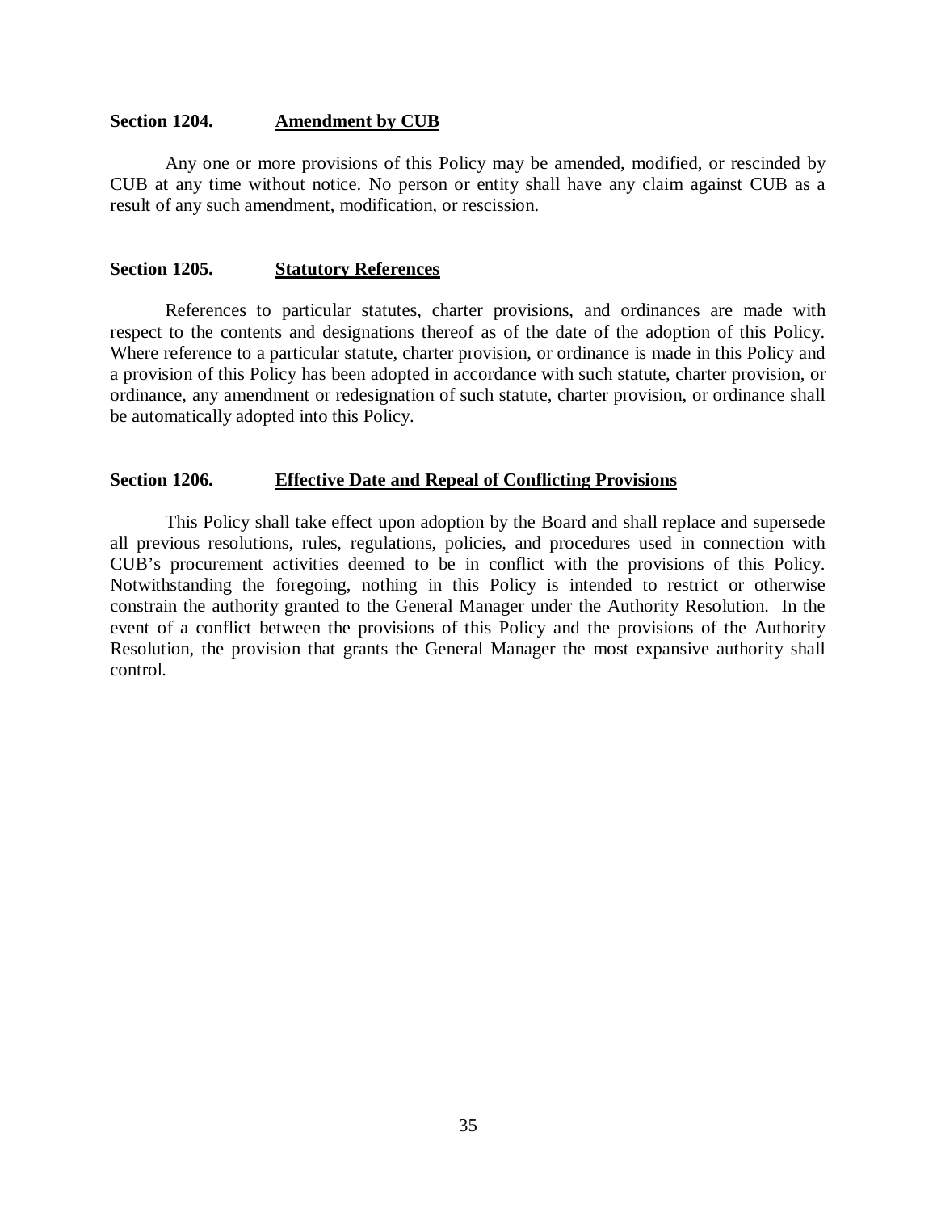### Section 1204. <u>Amendment by CUB</u>

Any one or more provisions of this Policy may be amended, modified, or rescinded by CUB at any time without notice. No person or entity shall have any claim against CUB as a result of any such amendment, modification, or rescission.

### Section 1205. <u>Statutory References</u>

References to particular statutes, charter provisions, and ordinances are made with respect to the contents and designations thereof as of the date of the adoption of this Policy. Where reference to a particular statute, charter provision, or ordinance is made in this Policy and a provision of this Policy has been adopted in accordance with such statute, charter provision, or ordinance, any amendment or redesignation of such statute, charter provision, or ordinance shall be automatically adopted into this Policy.

### Section 1206. <u>Effective Date and Repeal of Conflicting Provisions</u>

This Policy shall take effect upon adoption by the Board and shall replace and supersede all previous resolutions, rules, regulations, policies, and procedures used in connection with CUB's procurement activities deemed to be in conflict with the provisions of this Policy. Notwithstanding the foregoing, nothing in this Policy is intended to restrict or otherwise constrain the authority granted to the General Manager under the Authority Resolution. In the event of a conflict between the provisions of this Policy and the provisions of the Authority Resolution, the provision that grants the General Manager the most expansive authority shall control.